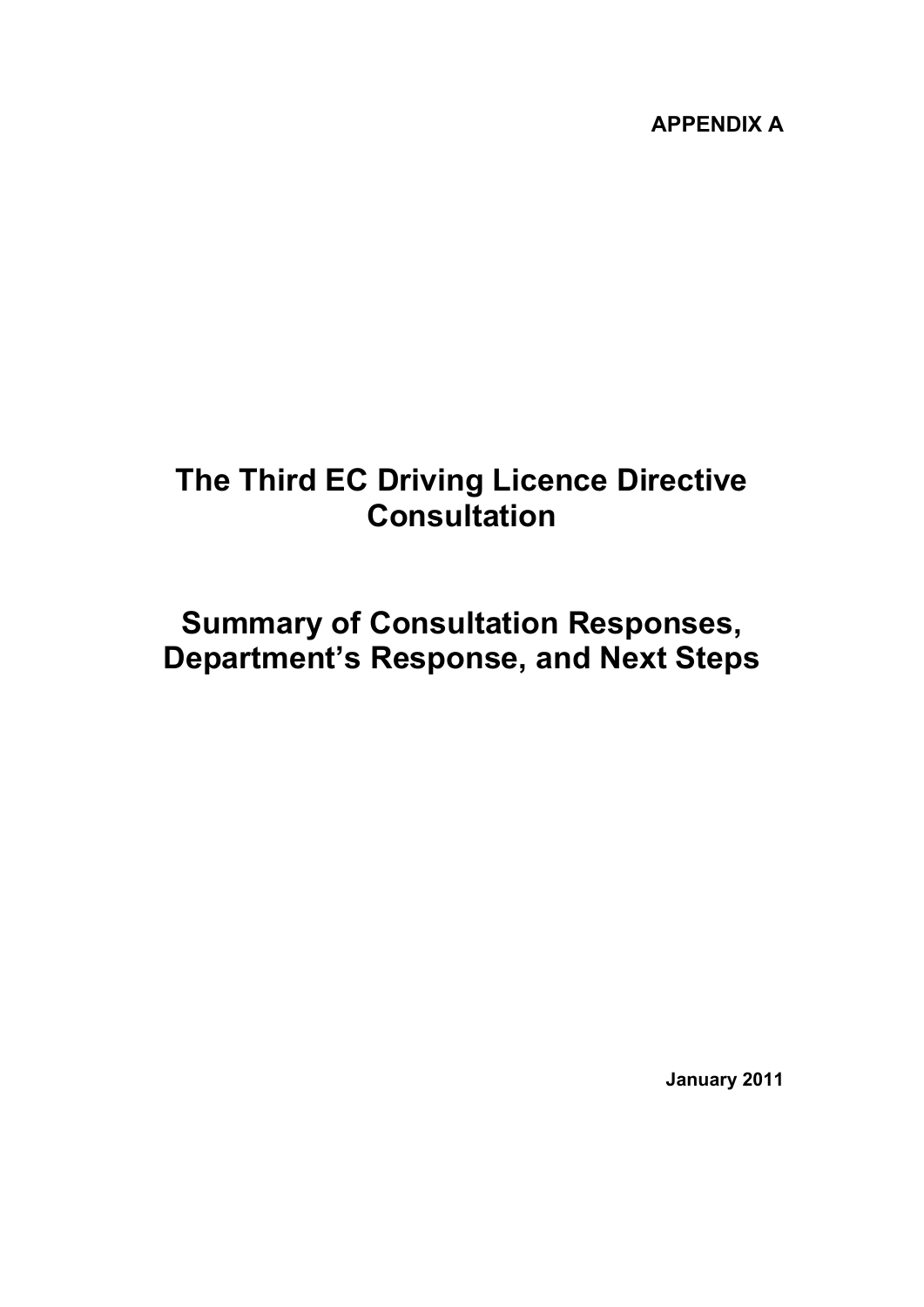**APPENDIX A**

# The Third EC Driving Licence Directive Consultation

# Summary of Consultation Responses, Department's Response, and Next Steps

**January 2011**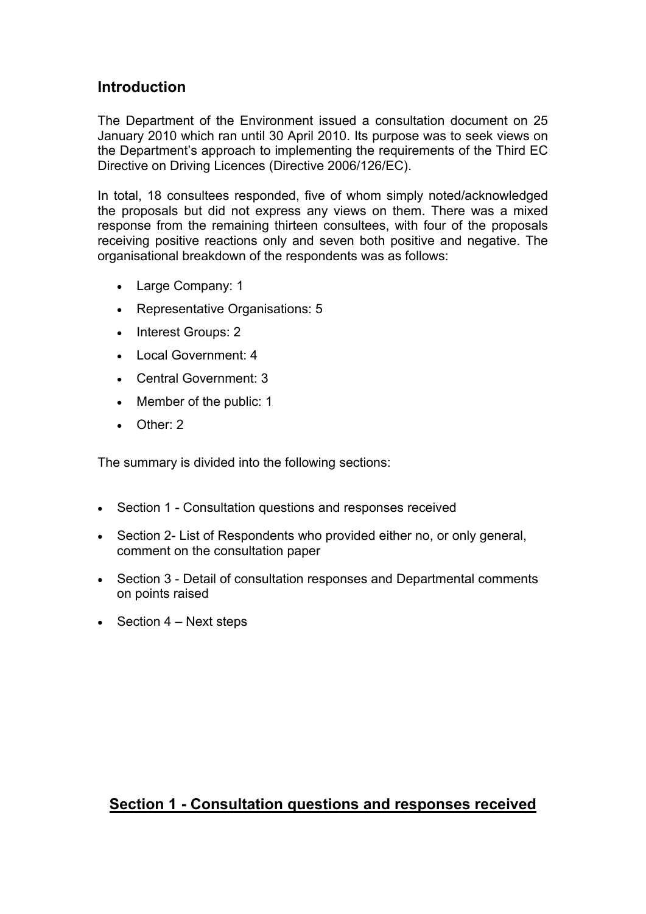## Introduction

The Department of the Environment issued a consultation document on 25 January 2010 which ran until 30 April 2010. Its purpose was to seek views on the Department's approach to implementing the requirements of the Third EC Directive on Driving Licences (Directive 2006/126/EC).

In total, 18 consultees responded, five of whom simply noted/acknowledged the proposals but did not express any views on them. There was a mixed response from the remaining thirteen consultees, with four of the proposals receiving positive reactions only and seven both positive and negative. The organisational breakdown of the respondents was as follows:

- Large Company: 1
- Representative Organisations: 5
- Interest Groups: 2
- Local Government: 4
- Central Government: 3
- Member of the public: 1
- Other: 2

The summary is divided into the following sections:

- Section 1 - Consultation questions and responses received
- Section 2- List of Respondents who provided either no, or only general, comment on the consultation paper
- Section 3 - Detail of consultation responses and Departmental comments on points raised
- Section 4 – Next steps

## <u>Section 1 - Consultation questions and responses received</u>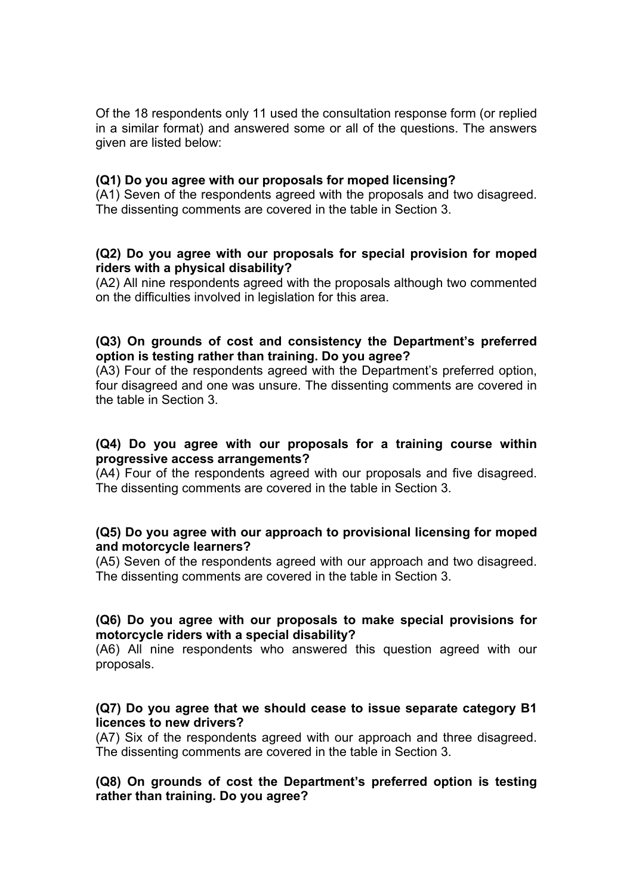Of the 18 respondents only 11 used the consultation response form (or replied in a similar format) and answered some or all of the questions. The answers given are listed below:

**(Q1) Do you agree with our proposals for moped licensing?**
(A1) Seven of the respondents agreed with the proposals and two disagreed. The dissenting comments are covered in the table in Section 3.

**(Q2) Do you agree with our proposals for special provision for moped riders with a physical disability?**
(A2) All nine respondents agreed with the proposals although two commented on the difficulties involved in legislation for this area.

**(Q3) On grounds of cost and consistency the Department's preferred option is testing rather than training. Do you agree?**
(A3) Four of the respondents agreed with the Department's preferred option, four disagreed and one was unsure. The dissenting comments are covered in the table in Section 3.

**(Q4) Do you agree with our proposals for a training course within progressive access arrangements?**
(A4) Four of the respondents agreed with our proposals and five disagreed. The dissenting comments are covered in the table in Section 3.

**(Q5) Do you agree with our approach to provisional licensing for moped and motorcycle learners?**
(A5) Seven of the respondents agreed with our approach and two disagreed. The dissenting comments are covered in the table in Section 3.

**(Q6) Do you agree with our proposals to make special provisions for motorcycle riders with a special disability?**
(A6) All nine respondents who answered this question agreed with our proposals.

**(Q7) Do you agree that we should cease to issue separate category B1 licences to new drivers?**
(A7) Six of the respondents agreed with our approach and three disagreed. The dissenting comments are covered in the table in Section 3.

**(Q8) On grounds of cost the Department's preferred option is testing rather than training. Do you agree?**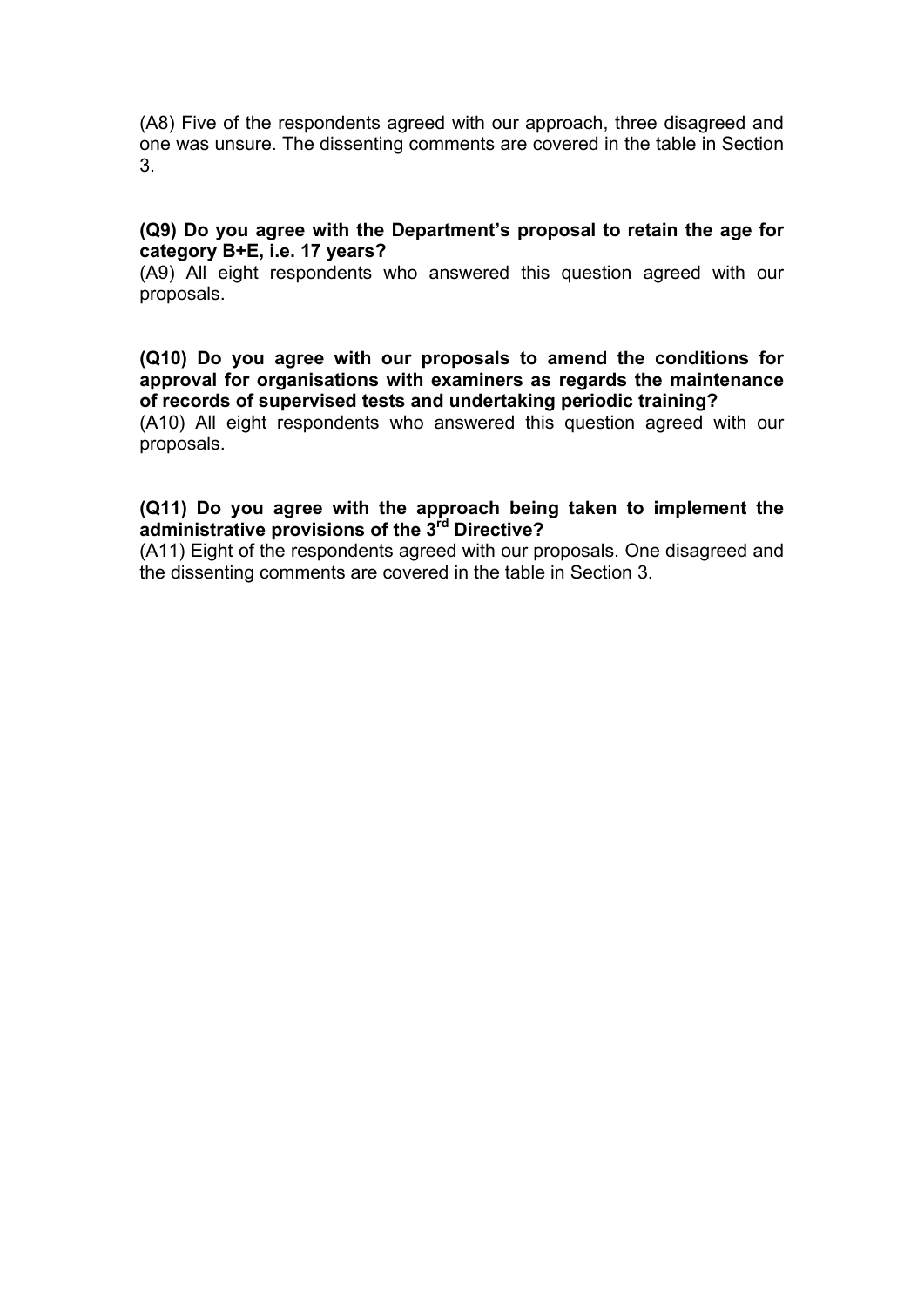(A8) Five of the respondents agreed with our approach, three disagreed and one was unsure. The dissenting comments are covered in the table in Section 3.

**(Q9) Do you agree with the Department's proposal to retain the age for category B+E, i.e. 17 years?**

(A9) All eight respondents who answered this question agreed with our proposals.

**(Q10) Do you agree with our proposals to amend the conditions for approval for organisations with examiners as regards the maintenance of records of supervised tests and undertaking periodic training?**

(A10) All eight respondents who answered this question agreed with our proposals.

**(Q11) Do you agree with the approach being taken to implement the administrative provisions of the 3rd Directive?**

(A11) Eight of the respondents agreed with our proposals. One disagreed and the dissenting comments are covered in the table in Section 3.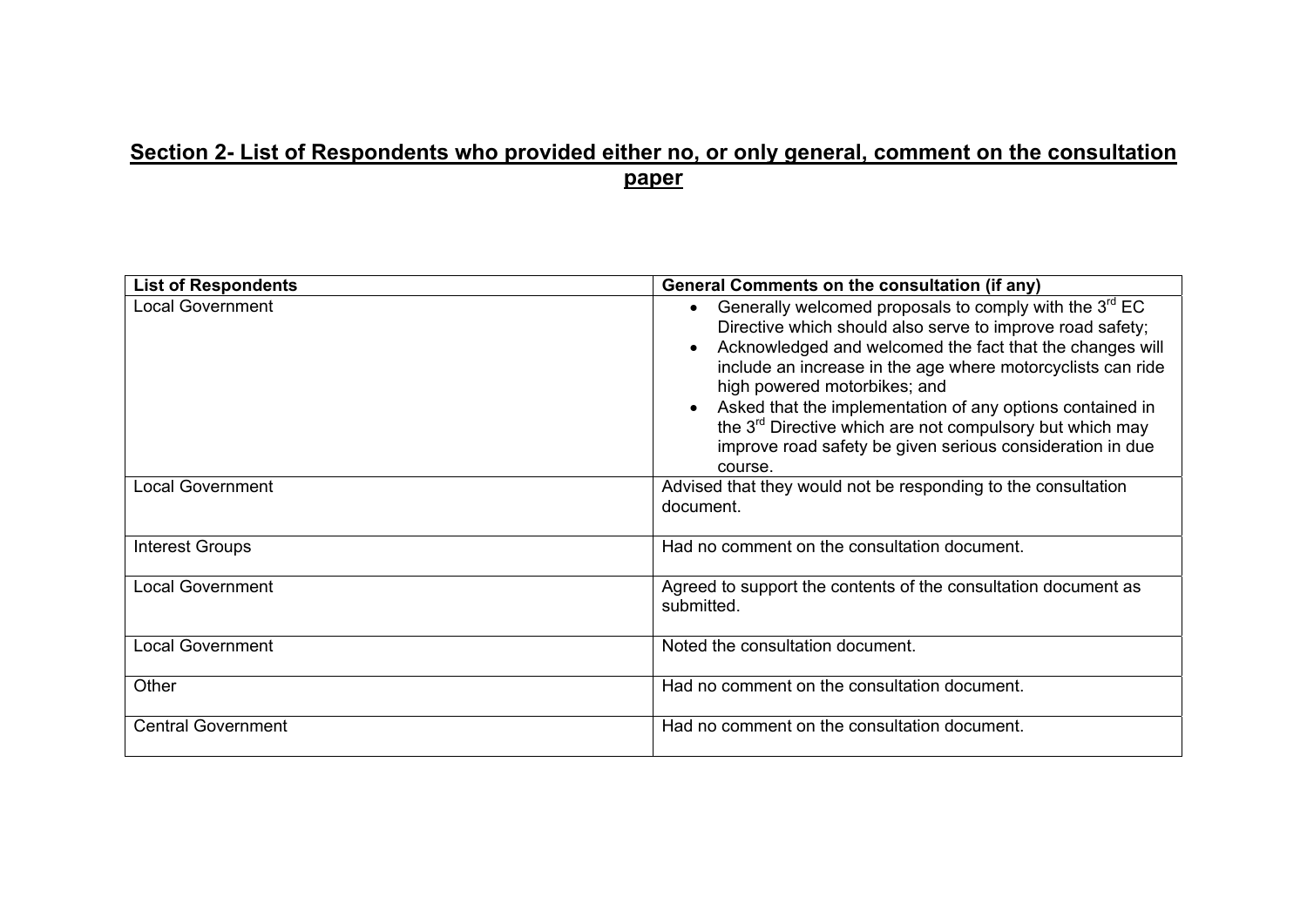## Section 2- List of Respondents who provided either no, or only general, comment on the consultation paper

| List of Respondents | General Comments on the consultation (if any) |
| --- | --- |
| Local Government | • Generally welcomed proposals to comply with the 3rd EC Directive which should also serve to improve road safety;<br>• Acknowledged and welcomed the fact that the changes will include an increase in the age where motorcyclists can ride high powered motorbikes; and<br>• Asked that the implementation of any options contained in the 3rd Directive which are not compulsory but which may improve road safety be given serious consideration in due course. |
| Local Government | Advised that they would not be responding to the consultation document. |
| Interest Groups | Had no comment on the consultation document. |
| Local Government | Agreed to support the contents of the consultation document as submitted. |
| Local Government | Noted the consultation document. |
| Other | Had no comment on the consultation document. |
| Central Government | Had no comment on the consultation document. |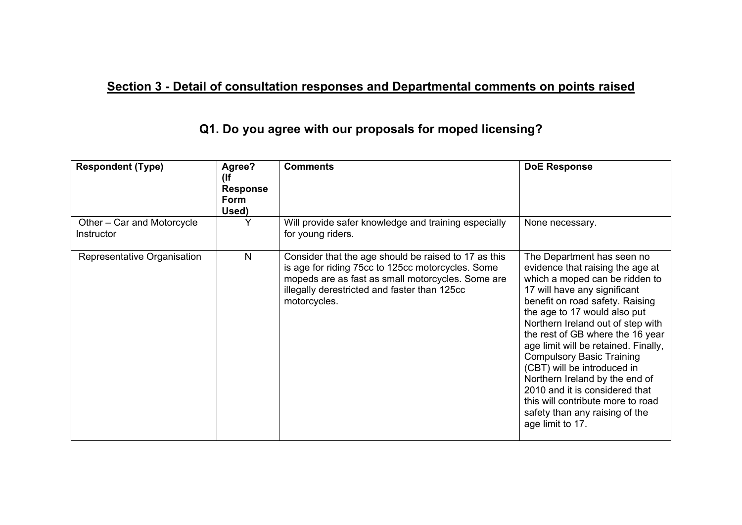## Section 3 - Detail of consultation responses and Departmental comments on points raised

### Q1. Do you agree with our proposals for moped licensing?

| Respondent (Type) | Agree? (If Response Form Used) | Comments | DoE Response |
|---|---|---|---|
| Other – Car and Motorcycle Instructor | Y | Will provide safer knowledge and training especially for young riders. | None necessary. |
| Representative Organisation | N | Consider that the age should be raised to 17 as this is age for riding 75cc to 125cc motorcycles. Some mopeds are as fast as small motorcycles. Some are illegally derestricted and faster than 125cc motorcycles. | The Department has seen no evidence that raising the age at which a moped can be ridden to 17 will have any significant benefit on road safety. Raising the age to 17 would also put Northern Ireland out of step with the rest of GB where the 16 year age limit will be retained. Finally, Compulsory Basic Training (CBT) will be introduced in Northern Ireland by the end of 2010 and it is considered that this will contribute more to road safety than any raising of the age limit to 17. |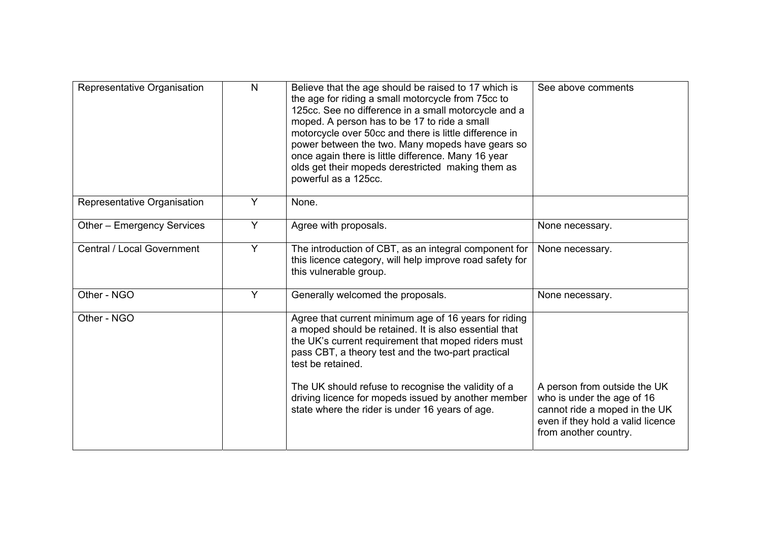| | | | |
|---|---|---|---|
| Representative Organisation | N | Believe that the age should be raised to 17 which is the age for riding a small motorcycle from 75cc to 125cc. See no difference in a small motorcycle and a moped. A person has to be 17 to ride a small motorcycle over 50cc and there is little difference in power between the two. Many mopeds have gears so once again there is little difference. Many 16 year olds get their mopeds derestricted making them as powerful as a 125cc. | See above comments |
| Representative Organisation | Y | None. | |
| Other – Emergency Services | Y | Agree with proposals. | None necessary. |
| Central / Local Government | Y | The introduction of CBT, as an integral component for this licence category, will help improve road safety for this vulnerable group. | None necessary. |
| Other - NGO | Y | Generally welcomed the proposals. | None necessary. |
| Other - NGO | | Agree that current minimum age of 16 years for riding a moped should be retained. It is also essential that the UK's current requirement that moped riders must pass CBT, a theory test and the two-part practical test be retained.<br><br>The UK should refuse to recognise the validity of a driving licence for mopeds issued by another member state where the rider is under 16 years of age. | A person from outside the UK who is under the age of 16 cannot ride a moped in the UK even if they hold a valid licence from another country. |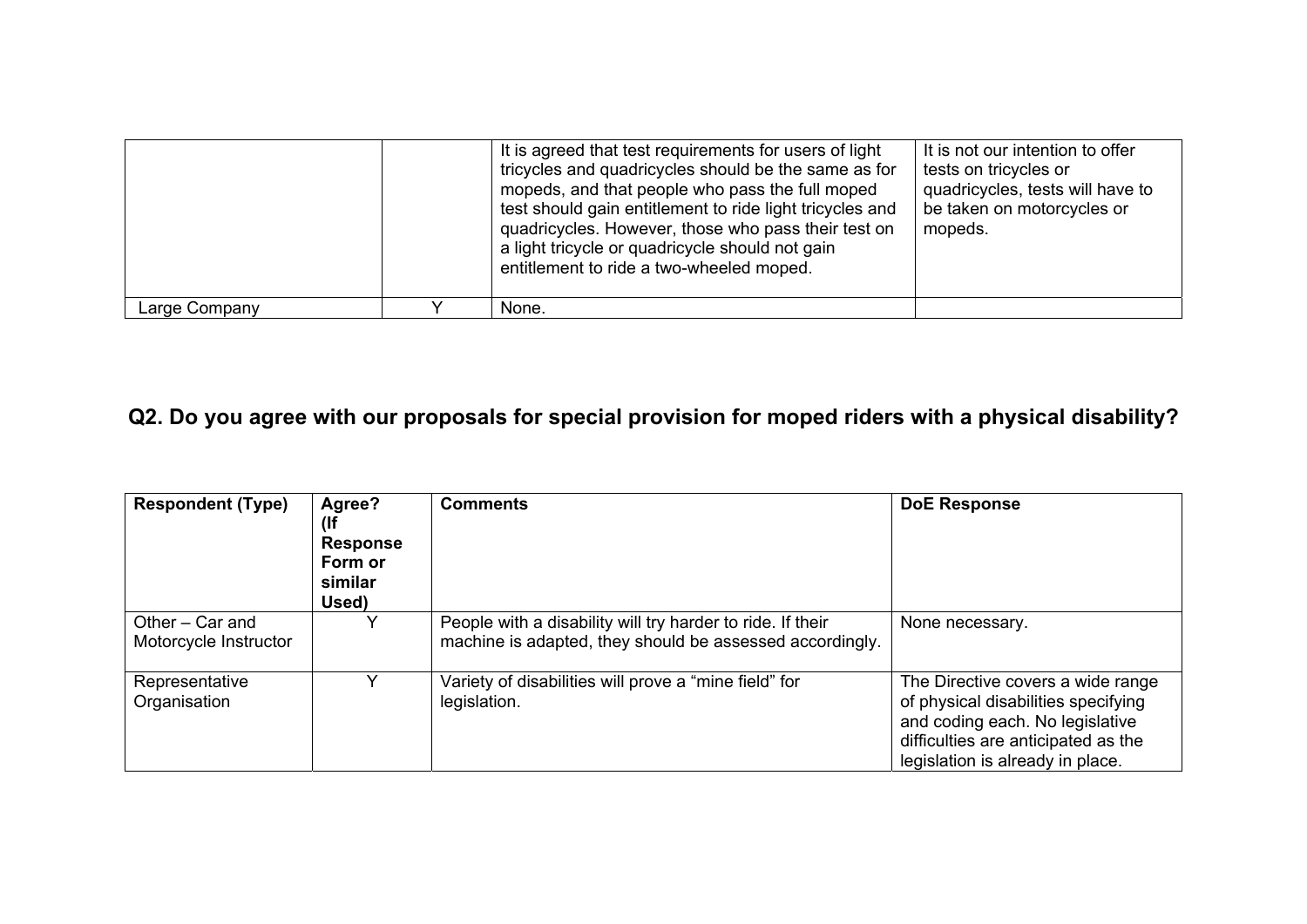| | | | |
|---|---|---|---|
| | | It is agreed that test requirements for users of light tricycles and quadricycles should be the same as for mopeds, and that people who pass the full moped test should gain entitlement to ride light tricycles and quadricycles. However, those who pass their test on a light tricycle or quadricycle should not gain entitlement to ride a two-wheeled moped. | It is not our intention to offer tests on tricycles or quadricycles, tests will have to be taken on motorcycles or mopeds. |
| Large Company | Y | None. | |

## Q2. Do you agree with our proposals for special provision for moped riders with a physical disability?

| Respondent (Type) | Agree? (If Response Form or similar Used) | Comments | DoE Response |
|---|---|---|---|
| Other – Car and Motorcycle Instructor | Y | People with a disability will try harder to ride. If their machine is adapted, they should be assessed accordingly. | None necessary. |
| Representative Organisation | Y | Variety of disabilities will prove a "mine field" for legislation. | The Directive covers a wide range of physical disabilities specifying and coding each. No legislative difficulties are anticipated as the legislation is already in place. |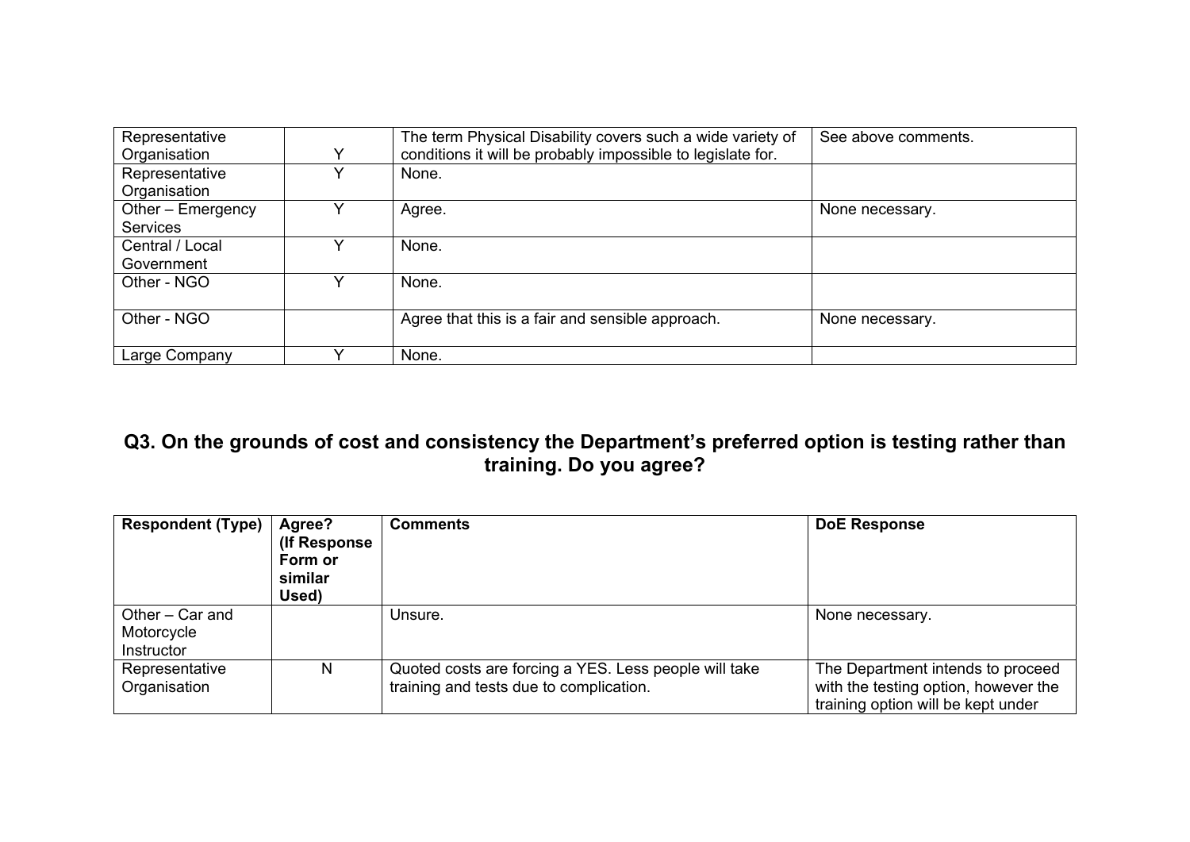| | | | |
|---|---|---|---|
| Representative Organisation | Y | The term Physical Disability covers such a wide variety of conditions it will be probably impossible to legislate for. | See above comments. |
| Representative Organisation | Y | None. | |
| Other – Emergency Services | Y | Agree. | None necessary. |
| Central / Local Government | Y | None. | |
| Other - NGO | Y | None. | |
| Other - NGO | | Agree that this is a fair and sensible approach. | None necessary. |
| Large Company | Y | None. | |

## Q3. On the grounds of cost and consistency the Department's preferred option is testing rather than training. Do you agree?

| Respondent (Type) | Agree? (If Response Form or similar Used) | Comments | DoE Response |
|---|---|---|---|
| Other – Car and Motorcycle Instructor | | Unsure. | None necessary. |
| Representative Organisation | N | Quoted costs are forcing a YES. Less people will take training and tests due to complication. | The Department intends to proceed with the testing option, however the training option will be kept under |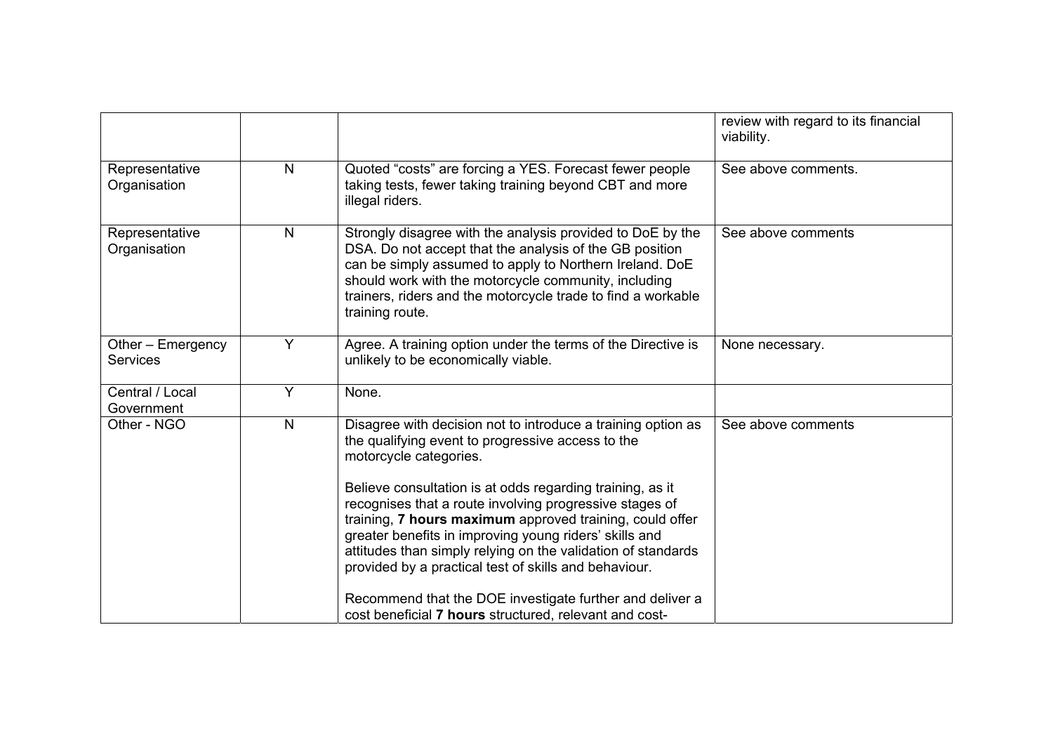| | | | |
|---|---|---|---|
| | | | review with regard to its financial viability. |
| Representative Organisation | N | Quoted “costs” are forcing a YES. Forecast fewer people taking tests, fewer taking training beyond CBT and more illegal riders. | See above comments. |
| Representative Organisation | N | Strongly disagree with the analysis provided to DoE by the DSA. Do not accept that the analysis of the GB position can be simply assumed to apply to Northern Ireland. DoE should work with the motorcycle community, including trainers, riders and the motorcycle trade to find a workable training route. | See above comments |
| Other – Emergency Services | Y | Agree. A training option under the terms of the Directive is unlikely to be economically viable. | None necessary. |
| Central / Local Government | Y | None. | |
| Other - NGO | N | Disagree with decision not to introduce a training option as the qualifying event to progressive access to the motorcycle categories.<br><br>Believe consultation is at odds regarding training, as it recognises that a route involving progressive stages of training, **7 hours maximum** approved training, could offer greater benefits in improving young riders' skills and attitudes than simply relying on the validation of standards provided by a practical test of skills and behaviour.<br><br>Recommend that the DOE investigate further and deliver a cost beneficial **7 hours** structured, relevant and cost- | See above comments |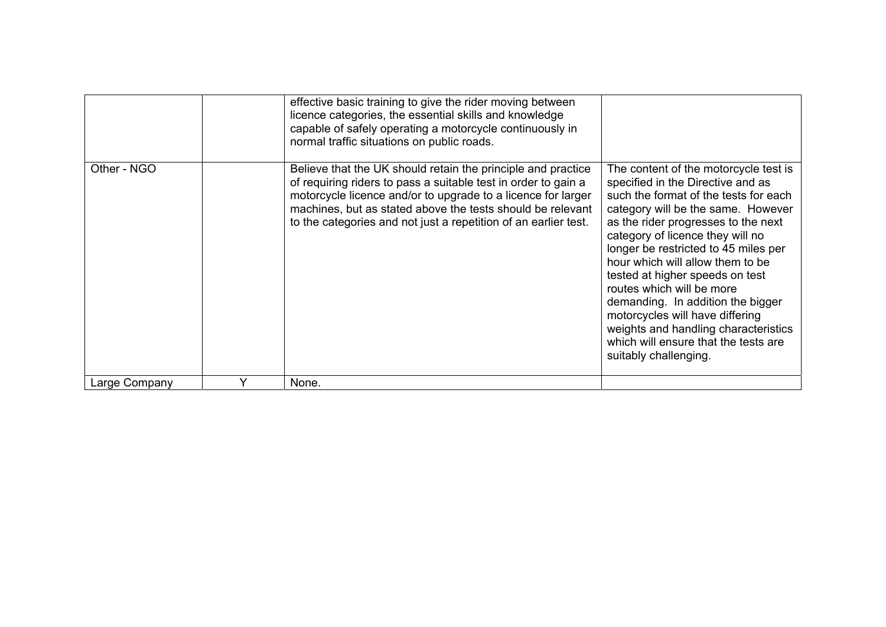| | | | |
|---|---|---|---|
| | | effective basic training to give the rider moving between licence categories, the essential skills and knowledge capable of safely operating a motorcycle continuously in normal traffic situations on public roads. | |
| Other - NGO | | Believe that the UK should retain the principle and practice of requiring riders to pass a suitable test in order to gain a motorcycle licence and/or to upgrade to a licence for larger machines, but as stated above the tests should be relevant to the categories and not just a repetition of an earlier test. | The content of the motorcycle test is specified in the Directive and as such the format of the tests for each category will be the same. However as the rider progresses to the next category of licence they will no longer be restricted to 45 miles per hour which will allow them to be tested at higher speeds on test routes which will be more demanding. In addition the bigger motorcycles will have differing weights and handling characteristics which will ensure that the tests are suitably challenging. |
| Large Company | Y | None. | |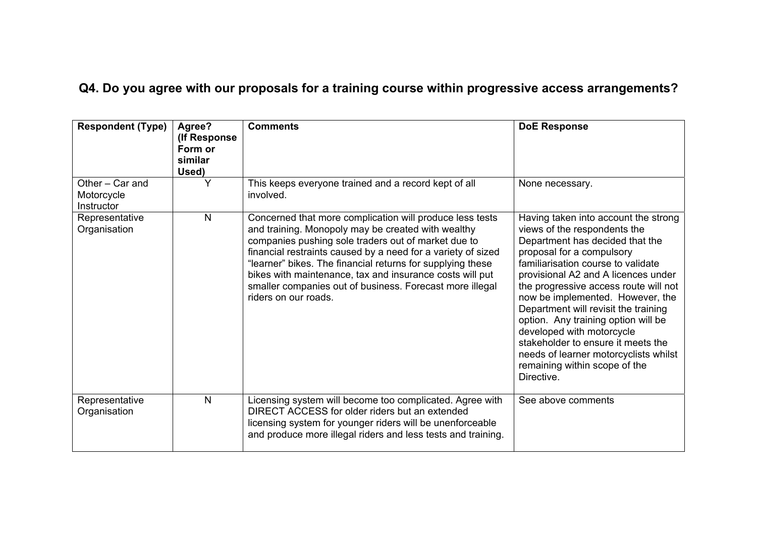## Q4. Do you agree with our proposals for a training course within progressive access arrangements?

| Respondent (Type) | Agree? (If Response Form or similar Used) | Comments | DoE Response |
|---|---|---|---|
| Other – Car and Motorcycle Instructor | Y | This keeps everyone trained and a record kept of all involved. | None necessary. |
| Representative Organisation | N | Concerned that more complication will produce less tests and training. Monopoly may be created with wealthy companies pushing sole traders out of market due to financial restraints caused by a need for a variety of sized "learner" bikes. The financial returns for supplying these bikes with maintenance, tax and insurance costs will put smaller companies out of business. Forecast more illegal riders on our roads. | Having taken into account the strong views of the respondents the Department has decided that the proposal for a compulsory familiarisation course to validate provisional A2 and A licences under the progressive access route will not now be implemented. However, the Department will revisit the training option. Any training option will be developed with motorcycle stakeholder to ensure it meets the needs of learner motorcyclists whilst remaining within scope of the Directive. |
| Representative Organisation | N | Licensing system will become too complicated. Agree with DIRECT ACCESS for older riders but an extended licensing system for younger riders will be unenforceable and produce more illegal riders and less tests and training. | See above comments |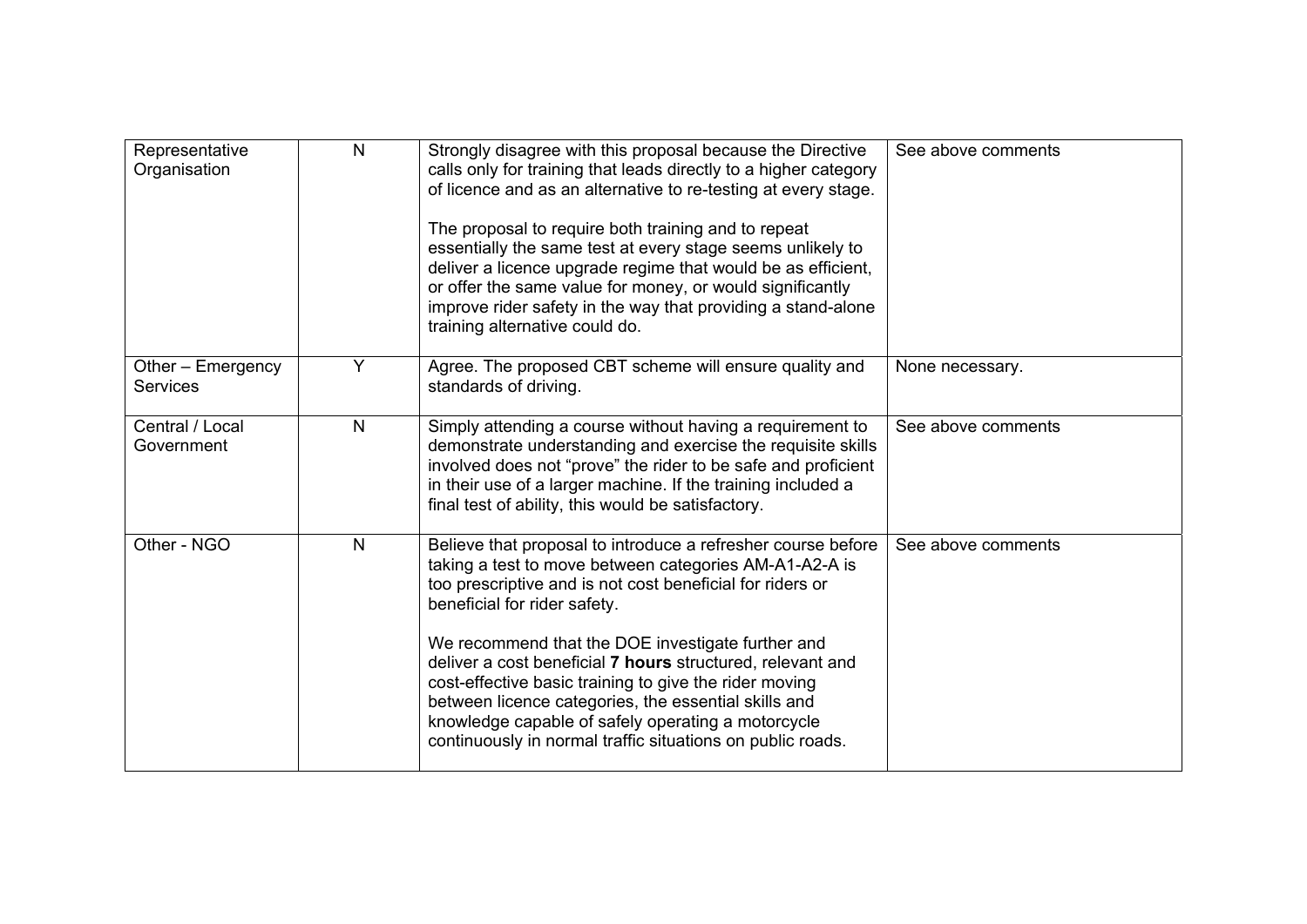| | | | |
|---|---|---|---|
| Representative Organisation | N | Strongly disagree with this proposal because the Directive calls only for training that leads directly to a higher category of licence and as an alternative to re-testing at every stage.<br><br>The proposal to require both training and to repeat essentially the same test at every stage seems unlikely to deliver a licence upgrade regime that would be as efficient, or offer the same value for money, or would significantly improve rider safety in the way that providing a stand-alone training alternative could do. | See above comments |
| Other – Emergency Services | Y | Agree. The proposed CBT scheme will ensure quality and standards of driving. | None necessary. |
| Central / Local Government | N | Simply attending a course without having a requirement to demonstrate understanding and exercise the requisite skills involved does not "prove" the rider to be safe and proficient in their use of a larger machine. If the training included a final test of ability, this would be satisfactory. | See above comments |
| Other - NGO | N | Believe that proposal to introduce a refresher course before taking a test to move between categories AM-A1-A2-A is too prescriptive and is not cost beneficial for riders or beneficial for rider safety.<br><br>We recommend that the DOE investigate further and deliver a cost beneficial **7 hours** structured, relevant and cost-effective basic training to give the rider moving between licence categories, the essential skills and knowledge capable of safely operating a motorcycle continuously in normal traffic situations on public roads. | See above comments |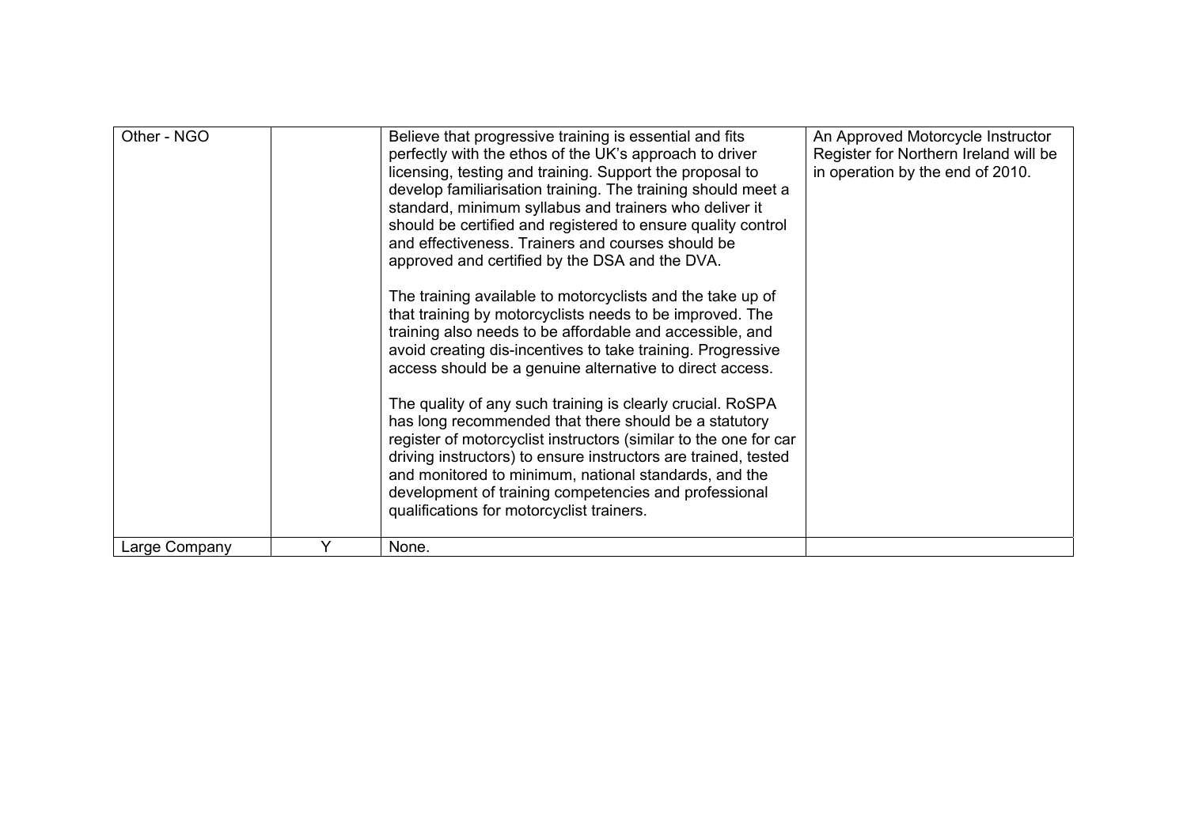| | | | |
|---|---|---|---|
| Other - NGO | | Believe that progressive training is essential and fits perfectly with the ethos of the UK's approach to driver licensing, testing and training. Support the proposal to develop familiarisation training. The training should meet a standard, minimum syllabus and trainers who deliver it should be certified and registered to ensure quality control and effectiveness. Trainers and courses should be approved and certified by the DSA and the DVA.<br><br>The training available to motorcyclists and the take up of that training by motorcyclists needs to be improved. The training also needs to be affordable and accessible, and avoid creating dis-incentives to take training. Progressive access should be a genuine alternative to direct access.<br><br>The quality of any such training is clearly crucial. RoSPA has long recommended that there should be a statutory register of motorcyclist instructors (similar to the one for car driving instructors) to ensure instructors are trained, tested and monitored to minimum, national standards, and the development of training competencies and professional qualifications for motorcyclist trainers. | An Approved Motorcycle Instructor Register for Northern Ireland will be in operation by the end of 2010. |
| Large Company | Y | None. | |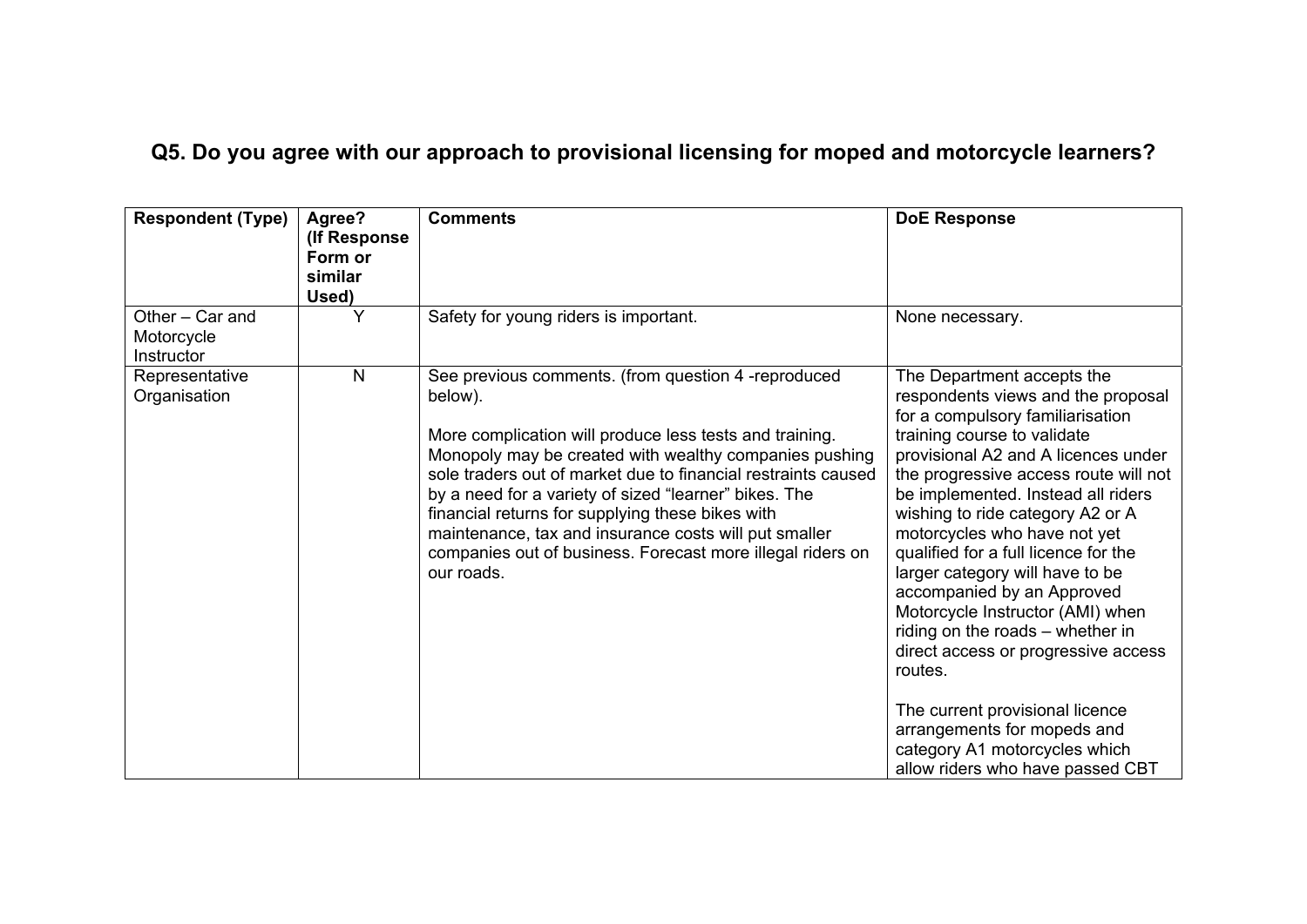## Q5. Do you agree with our approach to provisional licensing for moped and motorcycle learners?

| Respondent (Type) | Agree? (If Response Form or similar Used) | Comments | DoE Response |
|---|---|---|---|
| Other – Car and Motorcycle Instructor | Y | Safety for young riders is important. | None necessary. |
| Representative Organisation | N | See previous comments. (from question 4 -reproduced below).<br><br>More complication will produce less tests and training. Monopoly may be created with wealthy companies pushing sole traders out of market due to financial restraints caused by a need for a variety of sized "learner" bikes. The financial returns for supplying these bikes with maintenance, tax and insurance costs will put smaller companies out of business. Forecast more illegal riders on our roads. | The Department accepts the respondents views and the proposal for a compulsory familiarisation training course to validate provisional A2 and A licences under the progressive access route will not be implemented. Instead all riders wishing to ride category A2 or A motorcycles who have not yet qualified for a full licence for the larger category will have to be accompanied by an Approved Motorcycle Instructor (AMI) when riding on the roads – whether in direct access or progressive access routes.<br><br>The current provisional licence arrangements for mopeds and category A1 motorcycles which allow riders who have passed CBT |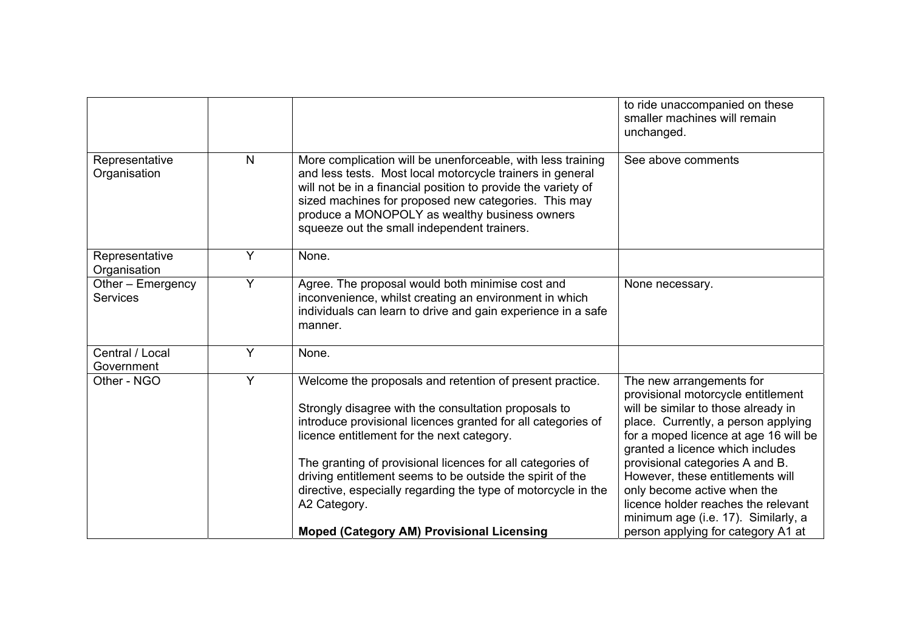| | | | |
|---|---|---|---|
| | | | to ride unaccompanied on these smaller machines will remain unchanged. |
| Representative Organisation | N | More complication will be unenforceable, with less training and less tests. Most local motorcycle trainers in general will not be in a financial position to provide the variety of sized machines for proposed new categories. This may produce a MONOPOLY as wealthy business owners squeeze out the small independent trainers. | See above comments |
| Representative Organisation | Y | None. | |
| Other – Emergency Services | Y | Agree. The proposal would both minimise cost and inconvenience, whilst creating an environment in which individuals can learn to drive and gain experience in a safe manner. | None necessary. |
| Central / Local Government | Y | None. | |
| Other - NGO | Y | Welcome the proposals and retention of present practice.<br><br>Strongly disagree with the consultation proposals to introduce provisional licences granted for all categories of licence entitlement for the next category.<br><br>The granting of provisional licences for all categories of driving entitlement seems to be outside the spirit of the directive, especially regarding the type of motorcycle in the A2 Category.<br><br>**Moped (Category AM) Provisional Licensing** | The new arrangements for provisional motorcycle entitlement will be similar to those already in place. Currently, a person applying for a moped licence at age 16 will be granted a licence which includes provisional categories A and B. However, these entitlements will only become active when the licence holder reaches the relevant minimum age (i.e. 17). Similarly, a person applying for category A1 at |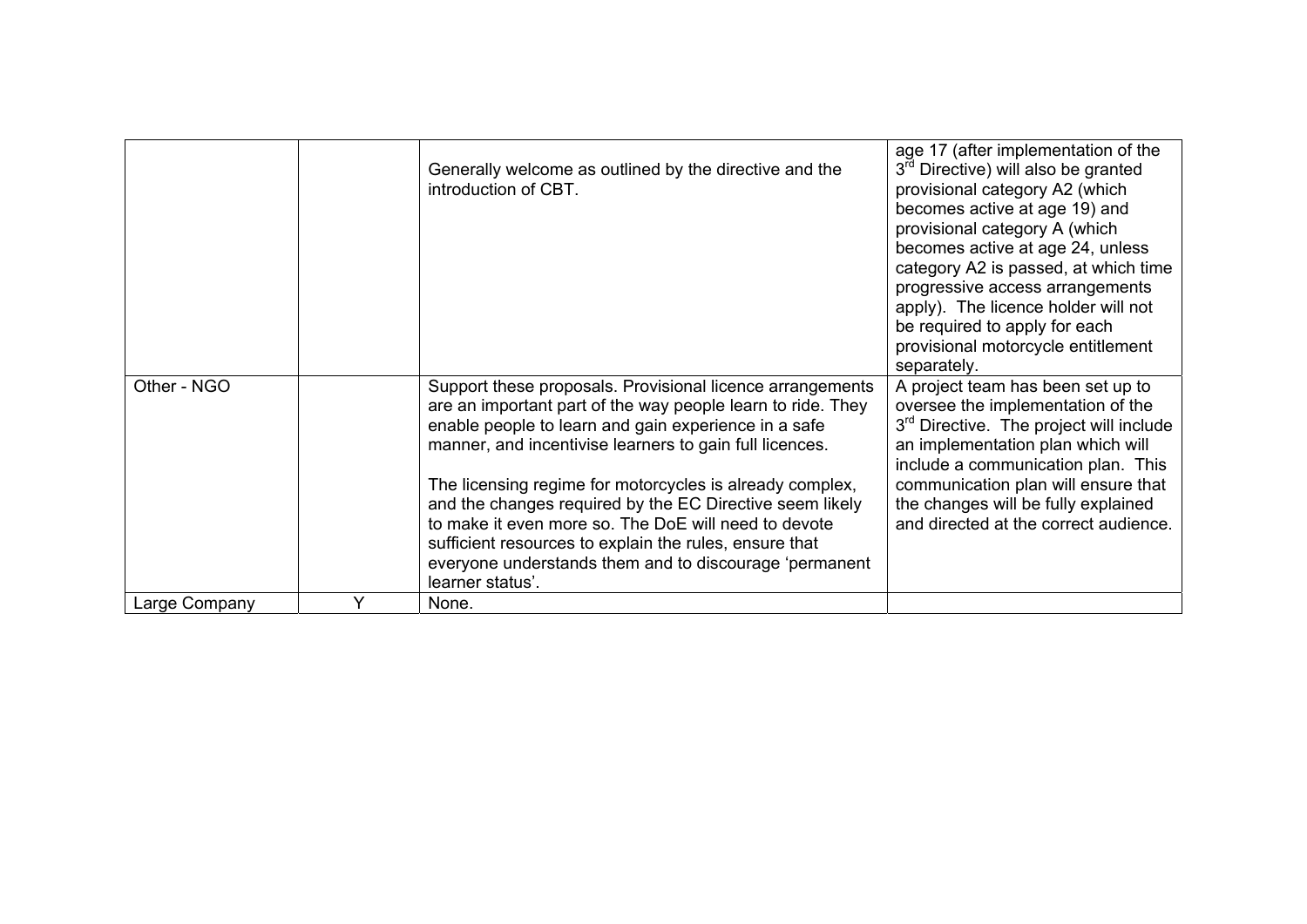| | | | |
|---|---|---|---|
| | | Generally welcome as outlined by the directive and the introduction of CBT. | age 17 (after implementation of the 3rd Directive) will also be granted provisional category A2 (which becomes active at age 19) and provisional category A (which becomes active at age 24, unless category A2 is passed, at which time progressive access arrangements apply). The licence holder will not be required to apply for each provisional motorcycle entitlement separately. |
| Other - NGO | | Support these proposals. Provisional licence arrangements are an important part of the way people learn to ride. They enable people to learn and gain experience in a safe manner, and incentivise learners to gain full licences.<br><br>The licensing regime for motorcycles is already complex, and the changes required by the EC Directive seem likely to make it even more so. The DoE will need to devote sufficient resources to explain the rules, ensure that everyone understands them and to discourage 'permanent learner status'. | A project team has been set up to oversee the implementation of the 3rd Directive. The project will include an implementation plan which will include a communication plan. This communication plan will ensure that the changes will be fully explained and directed at the correct audience. |
| Large Company | Y | None. | |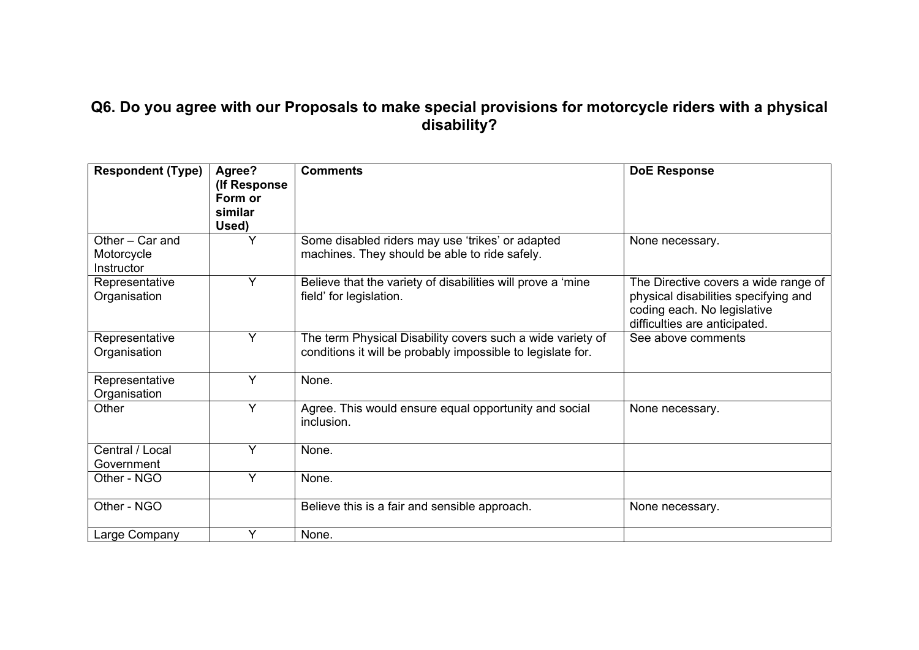## Q6. Do you agree with our Proposals to make special provisions for motorcycle riders with a physical disability?

| Respondent (Type) | Agree? (If Response Form or similar Used) | Comments | DoE Response |
|---|---|---|---|
| Other – Car and Motorcycle Instructor | Y | Some disabled riders may use 'trikes' or adapted machines. They should be able to ride safely. | None necessary. |
| Representative Organisation | Y | Believe that the variety of disabilities will prove a 'mine field' for legislation. | The Directive covers a wide range of physical disabilities specifying and coding each. No legislative difficulties are anticipated. |
| Representative Organisation | Y | The term Physical Disability covers such a wide variety of conditions it will be probably impossible to legislate for. | See above comments |
| Representative Organisation | Y | None. | |
| Other | Y | Agree. This would ensure equal opportunity and social inclusion. | None necessary. |
| Central / Local Government | Y | None. | |
| Other - NGO | Y | None. | |
| Other - NGO | | Believe this is a fair and sensible approach. | None necessary. |
| Large Company | Y | None. | |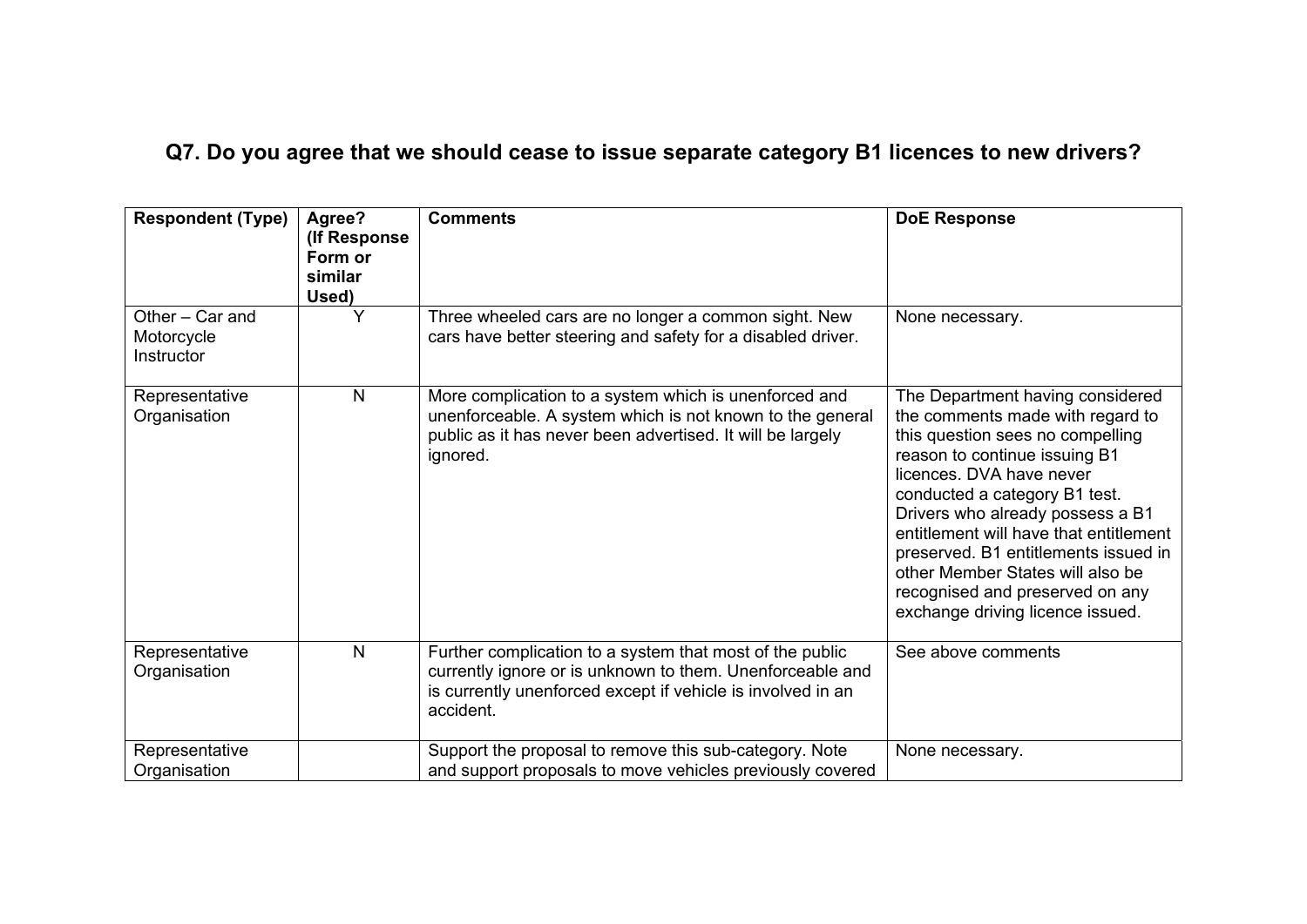## Q7. Do you agree that we should cease to issue separate category B1 licences to new drivers?

| Respondent (Type) | Agree? (If Response Form or similar Used) | Comments | DoE Response |
|---|---|---|---|
| Other – Car and Motorcycle Instructor | Y | Three wheeled cars are no longer a common sight. New cars have better steering and safety for a disabled driver. | None necessary. |
| Representative Organisation | N | More complication to a system which is unenforced and unenforceable. A system which is not known to the general public as it has never been advertised. It will be largely ignored. | The Department having considered the comments made with regard to this question sees no compelling reason to continue issuing B1 licences. DVA have never conducted a category B1 test. Drivers who already possess a B1 entitlement will have that entitlement preserved. B1 entitlements issued in other Member States will also be recognised and preserved on any exchange driving licence issued. |
| Representative Organisation | N | Further complication to a system that most of the public currently ignore or is unknown to them. Unenforceable and is currently unenforced except if vehicle is involved in an accident. | See above comments |
| Representative Organisation | | Support the proposal to remove this sub-category. Note and support proposals to move vehicles previously covered | None necessary. |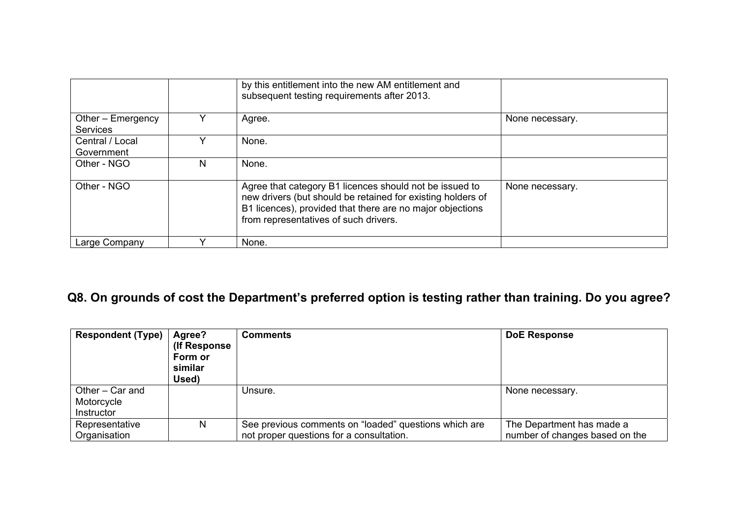| | | | |
|---|---|---|---|
| | | by this entitlement into the new AM entitlement and subsequent testing requirements after 2013. | |
| Other – Emergency Services | Y | Agree. | None necessary. |
| Central / Local Government | Y | None. | |
| Other - NGO | N | None. | |
| Other - NGO | | Agree that category B1 licences should not be issued to new drivers (but should be retained for existing holders of B1 licences), provided that there are no major objections from representatives of such drivers. | None necessary. |
| Large Company | Y | None. | |

## Q8. On grounds of cost the Department's preferred option is testing rather than training. Do you agree?

| Respondent (Type) | Agree? (If Response Form or similar Used) | Comments | DoE Response |
|---|---|---|---|
| Other – Car and Motorcycle Instructor | | Unsure. | None necessary. |
| Representative Organisation | N | See previous comments on "loaded" questions which are not proper questions for a consultation. | The Department has made a number of changes based on the |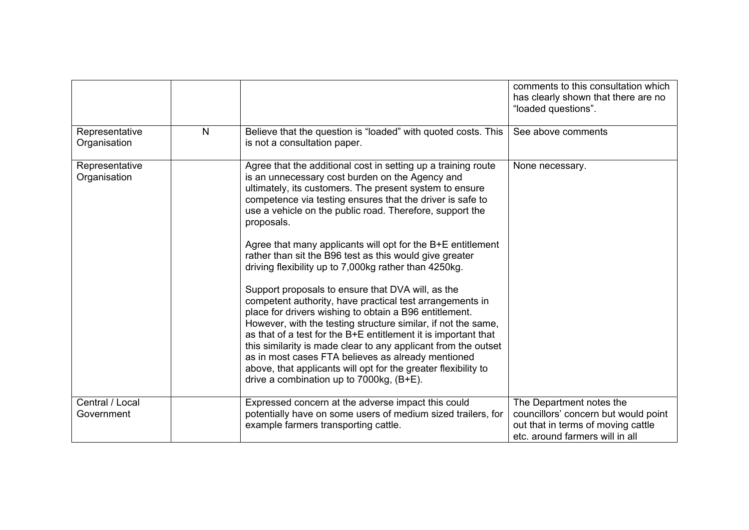| | | | |
|---|---|---|---|
| | | | comments to this consultation which has clearly shown that there are no "loaded questions". |
| Representative Organisation | N | Believe that the question is "loaded" with quoted costs. This is not a consultation paper. | See above comments |
| Representative Organisation | | Agree that the additional cost in setting up a training route is an unnecessary cost burden on the Agency and ultimately, its customers. The present system to ensure competence via testing ensures that the driver is safe to use a vehicle on the public road. Therefore, support the proposals.<br><br>Agree that many applicants will opt for the B+E entitlement rather than sit the B96 test as this would give greater driving flexibility up to 7,000kg rather than 4250kg.<br><br>Support proposals to ensure that DVA will, as the competent authority, have practical test arrangements in place for drivers wishing to obtain a B96 entitlement. However, with the testing structure similar, if not the same, as that of a test for the B+E entitlement it is important that this similarity is made clear to any applicant from the outset as in most cases FTA believes as already mentioned above, that applicants will opt for the greater flexibility to drive a combination up to 7000kg, (B+E). | None necessary. |
| Central / Local Government | | Expressed concern at the adverse impact this could potentially have on some users of medium sized trailers, for example farmers transporting cattle. | The Department notes the councillors' concern but would point out that in terms of moving cattle etc. around farmers will in all |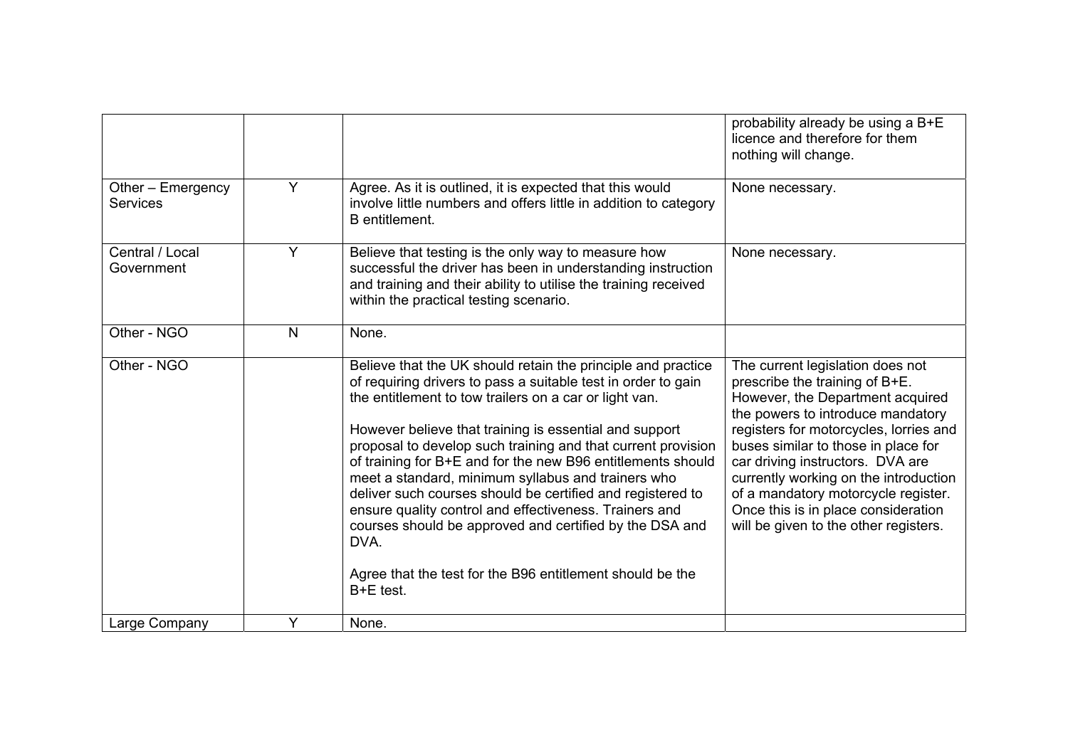| | | | |
|---|---|---|---|
| | | | probability already be using a B+E licence and therefore for them nothing will change. |
| Other – Emergency Services | Y | Agree. As it is outlined, it is expected that this would involve little numbers and offers little in addition to category B entitlement. | None necessary. |
| Central / Local Government | Y | Believe that testing is the only way to measure how successful the driver has been in understanding instruction and training and their ability to utilise the training received within the practical testing scenario. | None necessary. |
| Other - NGO | N | None. | |
| Other - NGO | | Believe that the UK should retain the principle and practice of requiring drivers to pass a suitable test in order to gain the entitlement to tow trailers on a car or light van.<br><br>However believe that training is essential and support proposal to develop such training and that current provision of training for B+E and for the new B96 entitlements should meet a standard, minimum syllabus and trainers who deliver such courses should be certified and registered to ensure quality control and effectiveness. Trainers and courses should be approved and certified by the DSA and DVA.<br><br>Agree that the test for the B96 entitlement should be the B+E test. | The current legislation does not prescribe the training of B+E. However, the Department acquired the powers to introduce mandatory registers for motorcycles, lorries and buses similar to those in place for car driving instructors. DVA are currently working on the introduction of a mandatory motorcycle register. Once this is in place consideration will be given to the other registers. |
| Large Company | Y | None. | |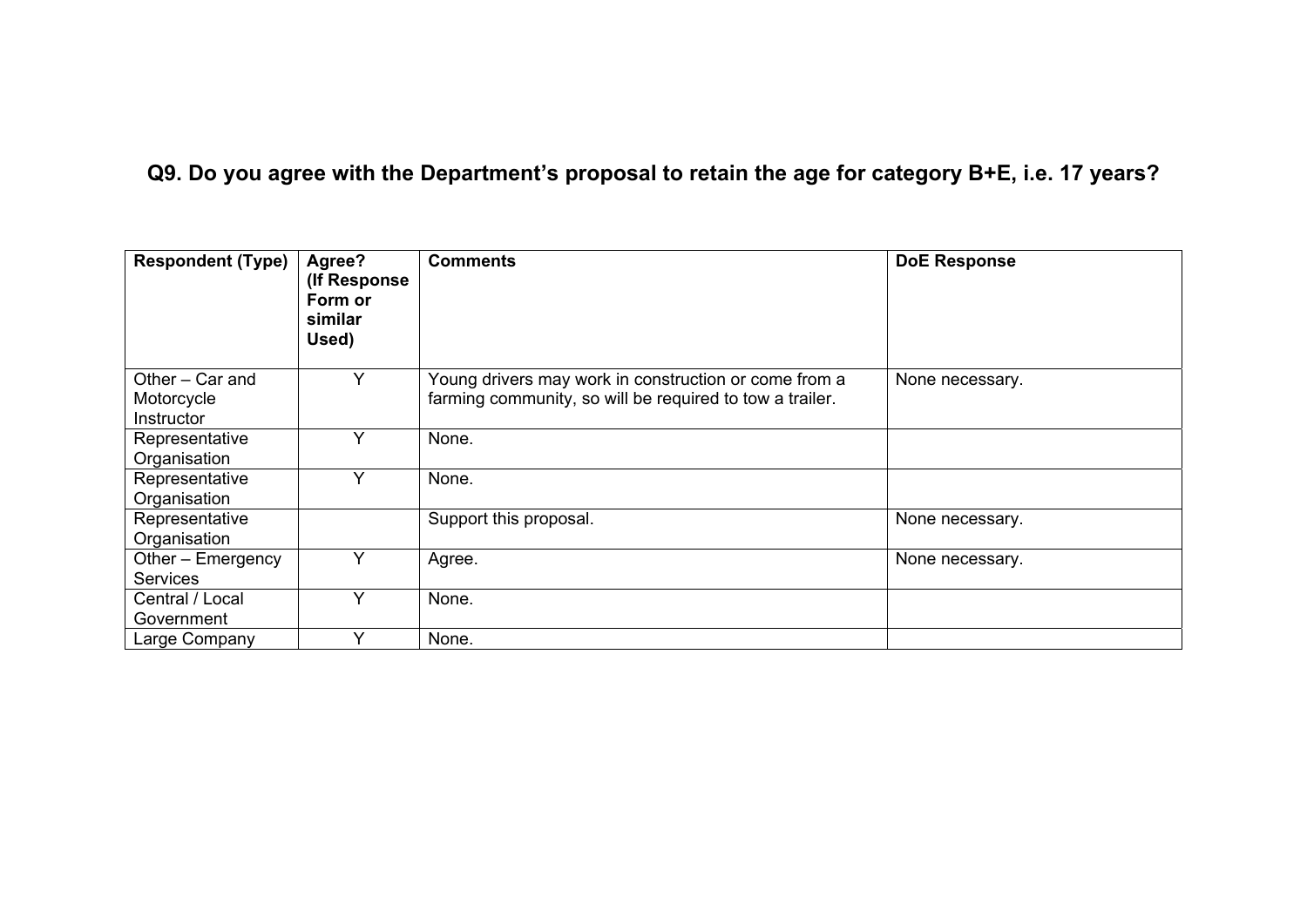**Q9. Do you agree with the Department's proposal to retain the age for category B+E, i.e. 17 years?**

| Respondent (Type) | Agree? (If Response Form or similar Used) | Comments | DoE Response |
|---|---|---|---|
| Other – Car and Motorcycle Instructor | Y | Young drivers may work in construction or come from a farming community, so will be required to tow a trailer. | None necessary. |
| Representative Organisation | Y | None. | |
| Representative Organisation | Y | None. | |
| Representative Organisation | | Support this proposal. | None necessary. |
| Other – Emergency Services | Y | Agree. | None necessary. |
| Central / Local Government | Y | None. | |
| Large Company | Y | None. | |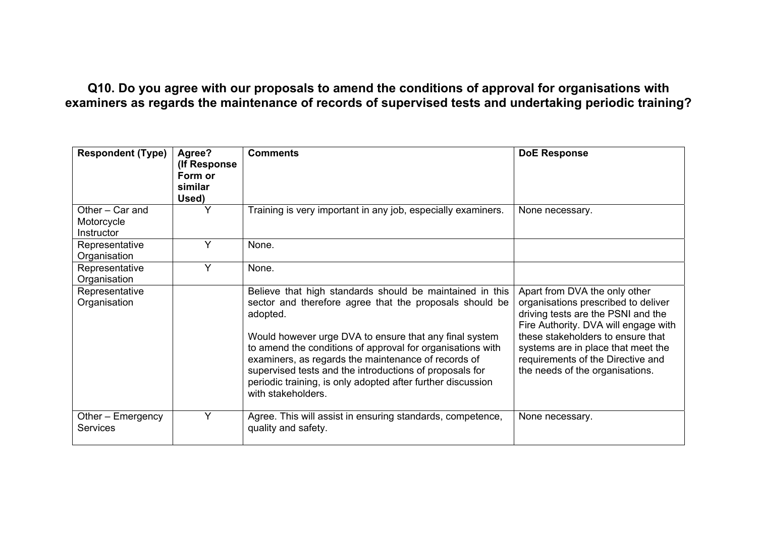## Q10. Do you agree with our proposals to amend the conditions of approval for organisations with examiners as regards the maintenance of records of supervised tests and undertaking periodic training?

| Respondent (Type) | Agree? (If Response Form or similar Used) | Comments | DoE Response |
|---|---|---|---|
| Other – Car and Motorcycle Instructor | Y | Training is very important in any job, especially examiners. | None necessary. |
| Representative Organisation | Y | None. | |
| Representative Organisation | Y | None. | |
| Representative Organisation | | Believe that high standards should be maintained in this sector and therefore agree that the proposals should be adopted.<br><br>Would however urge DVA to ensure that any final system to amend the conditions of approval for organisations with examiners, as regards the maintenance of records of supervised tests and the introductions of proposals for periodic training, is only adopted after further discussion with stakeholders. | Apart from DVA the only other organisations prescribed to deliver driving tests are the PSNI and the Fire Authority. DVA will engage with these stakeholders to ensure that systems are in place that meet the requirements of the Directive and the needs of the organisations. |
| Other – Emergency Services | Y | Agree. This will assist in ensuring standards, competence, quality and safety. | None necessary. |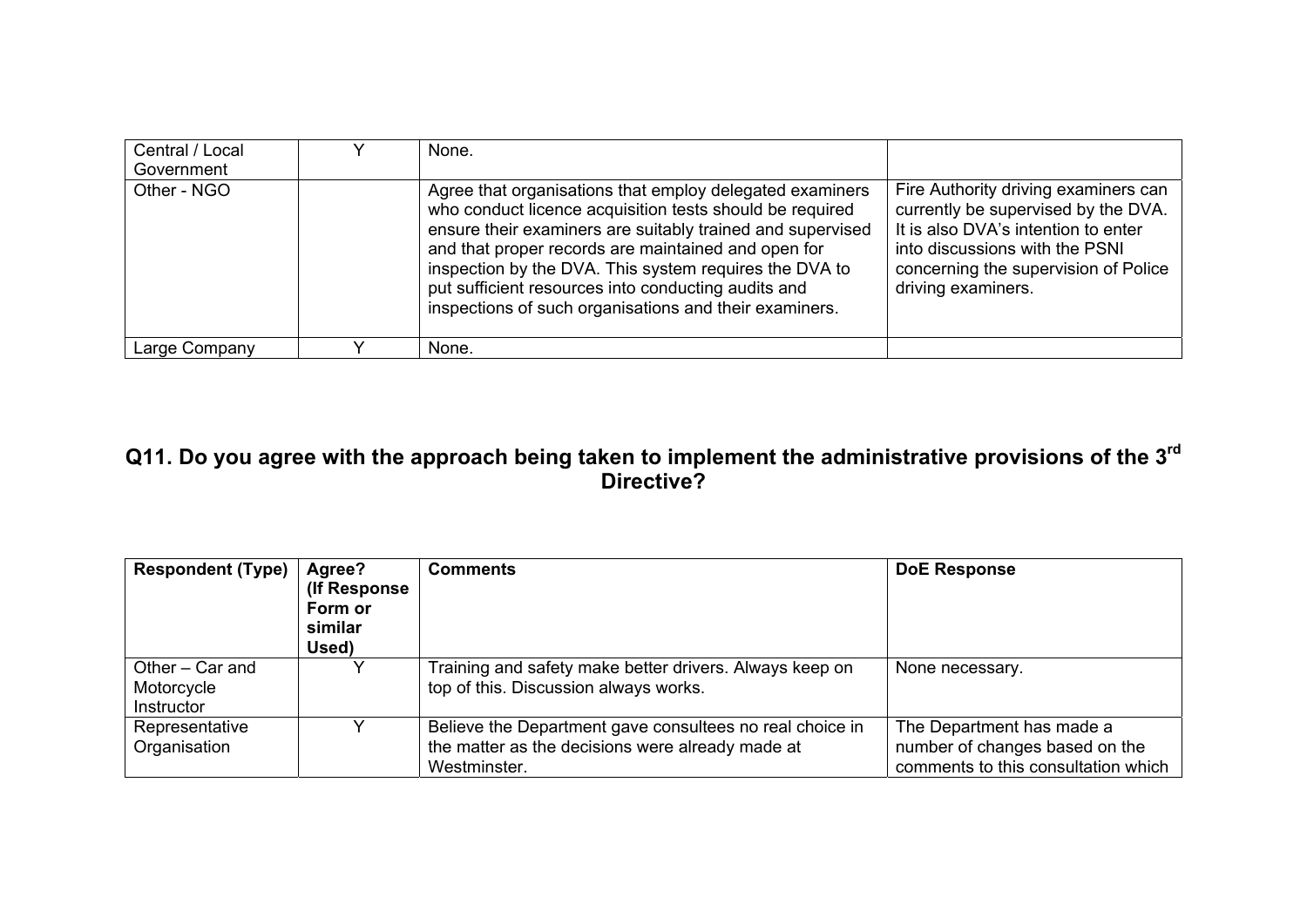| | | | |
|---|---|---|---|
| Central / Local Government | Y | None. | |
| Other - NGO | | Agree that organisations that employ delegated examiners who conduct licence acquisition tests should be required ensure their examiners are suitably trained and supervised and that proper records are maintained and open for inspection by the DVA. This system requires the DVA to put sufficient resources into conducting audits and inspections of such organisations and their examiners. | Fire Authority driving examiners can currently be supervised by the DVA. It is also DVA's intention to enter into discussions with the PSNI concerning the supervision of Police driving examiners. |
| Large Company | Y | None. | |

## Q11. Do you agree with the approach being taken to implement the administrative provisions of the 3rd Directive?

| Respondent (Type) | Agree? (If Response Form or similar Used) | Comments | DoE Response |
|---|---|---|---|
| Other – Car and Motorcycle Instructor | Y | Training and safety make better drivers. Always keep on top of this. Discussion always works. | None necessary. |
| Representative Organisation | Y | Believe the Department gave consultees no real choice in the matter as the decisions were already made at Westminster. | The Department has made a number of changes based on the comments to this consultation which |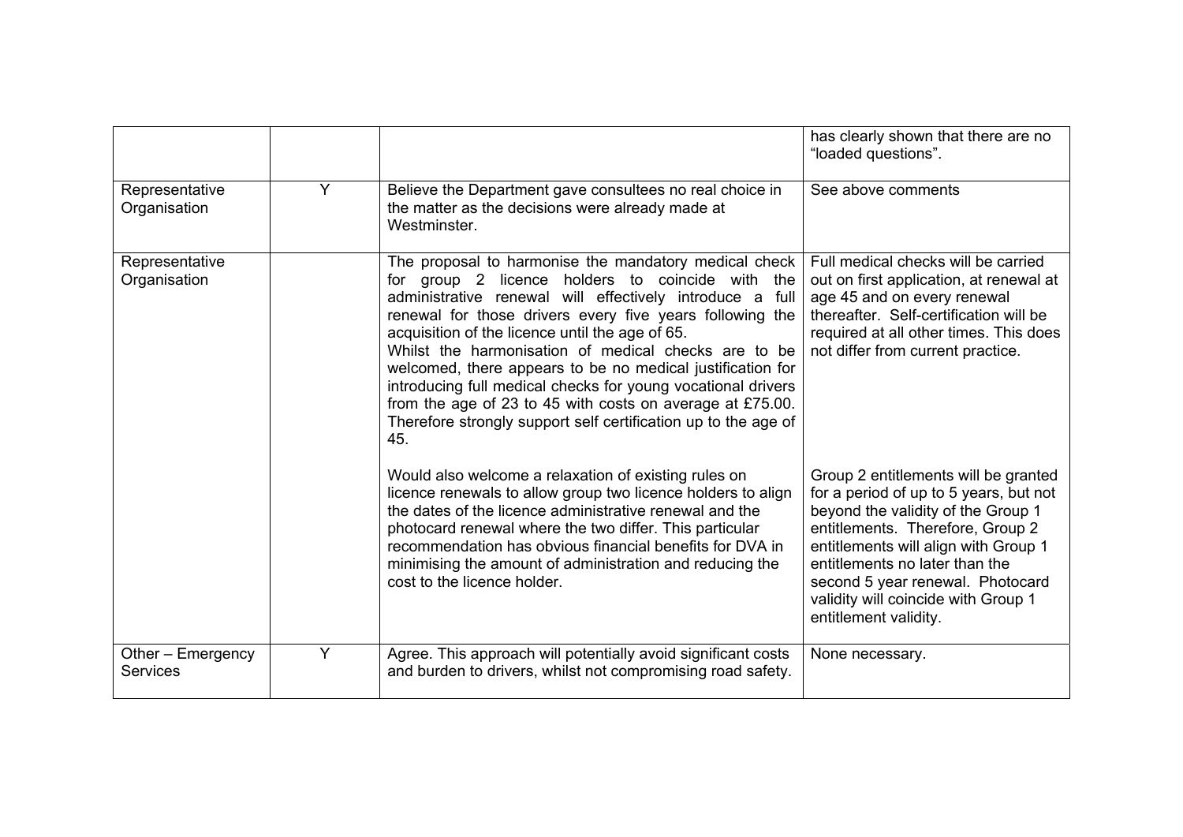| | | | |
|---|---|---|---|
| | | | has clearly shown that there are no "loaded questions". |
| Representative Organisation | Y | Believe the Department gave consultees no real choice in the matter as the decisions were already made at Westminster. | See above comments |
| Representative Organisation | | The proposal to harmonise the mandatory medical check for group 2 licence holders to coincide with the administrative renewal will effectively introduce a full renewal for those drivers every five years following the acquisition of the licence until the age of 65.<br>Whilst the harmonisation of medical checks are to be welcomed, there appears to be no medical justification for introducing full medical checks for young vocational drivers from the age of 23 to 45 with costs on average at £75.00. Therefore strongly support self certification up to the age of 45.<br><br>Would also welcome a relaxation of existing rules on licence renewals to allow group two licence holders to align the dates of the licence administrative renewal and the photocard renewal where the two differ. This particular recommendation has obvious financial benefits for DVA in minimising the amount of administration and reducing the cost to the licence holder. | Full medical checks will be carried out on first application, at renewal at age 45 and on every renewal thereafter. Self-certification will be required at all other times. This does not differ from current practice.<br><br>Group 2 entitlements will be granted for a period of up to 5 years, but not beyond the validity of the Group 1 entitlements. Therefore, Group 2 entitlements will align with Group 1 entitlements no later than the second 5 year renewal. Photocard validity will coincide with Group 1 entitlement validity. |
| Other – Emergency Services | Y | Agree. This approach will potentially avoid significant costs and burden to drivers, whilst not compromising road safety. | None necessary. |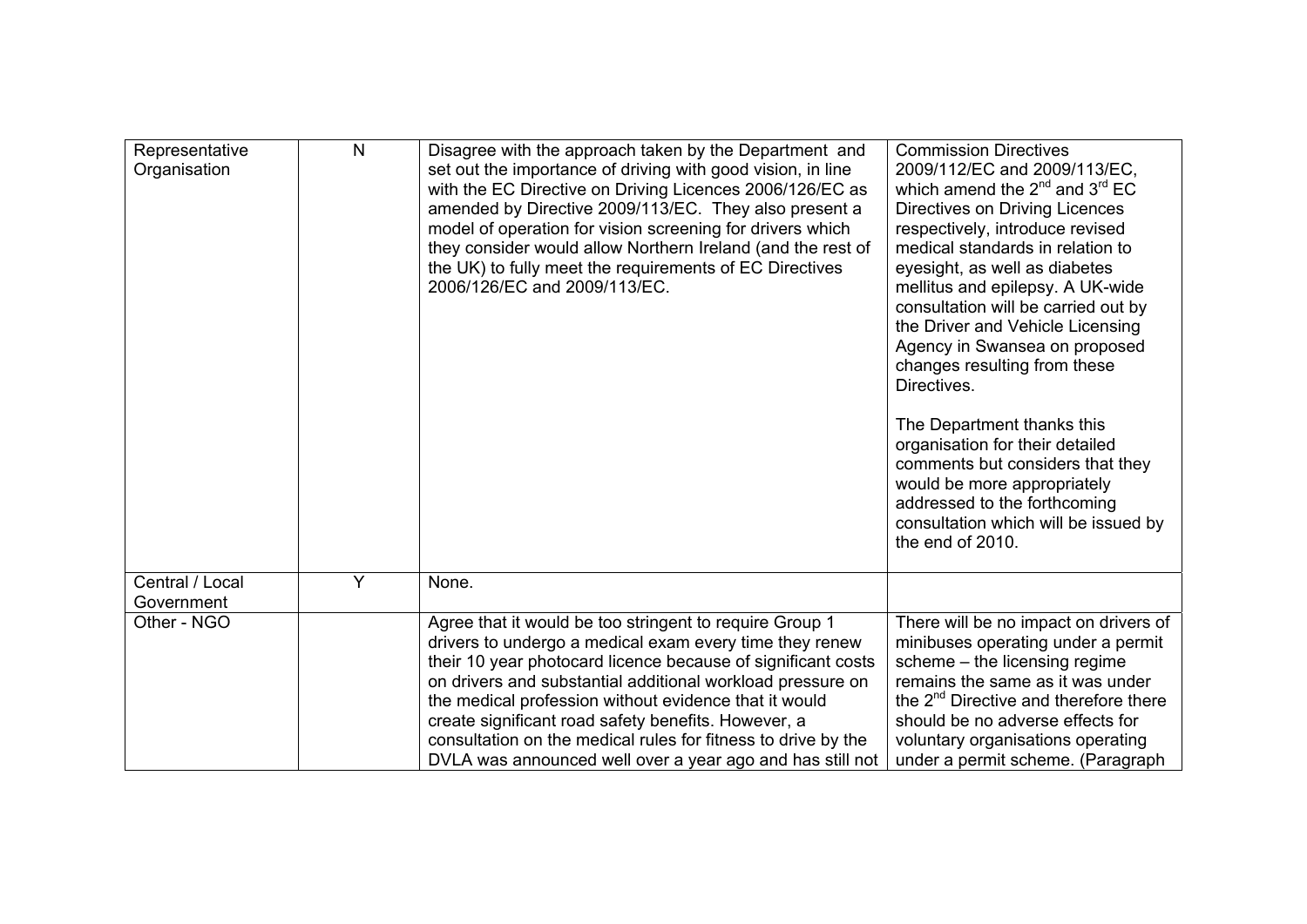| | | | |
|---|---|---|---|
| Representative Organisation | N | Disagree with the approach taken by the Department and set out the importance of driving with good vision, in line with the EC Directive on Driving Licences 2006/126/EC as amended by Directive 2009/113/EC. They also present a model of operation for vision screening for drivers which they consider would allow Northern Ireland (and the rest of the UK) to fully meet the requirements of EC Directives 2006/126/EC and 2009/113/EC. | Commission Directives 2009/112/EC and 2009/113/EC, which amend the 2nd and 3rd EC Directives on Driving Licences respectively, introduce revised medical standards in relation to eyesight, as well as diabetes mellitus and epilepsy. A UK-wide consultation will be carried out by the Driver and Vehicle Licensing Agency in Swansea on proposed changes resulting from these Directives.<br><br>The Department thanks this organisation for their detailed comments but considers that they would be more appropriately addressed to the forthcoming consultation which will be issued by the end of 2010. |
| Central / Local Government | Y | None. | |
| Other - NGO | | Agree that it would be too stringent to require Group 1 drivers to undergo a medical exam every time they renew their 10 year photocard licence because of significant costs on drivers and substantial additional workload pressure on the medical profession without evidence that it would create significant road safety benefits. However, a consultation on the medical rules for fitness to drive by the DVLA was announced well over a year ago and has still not | There will be no impact on drivers of minibuses operating under a permit scheme – the licensing regime remains the same as it was under the 2nd Directive and therefore there should be no adverse effects for voluntary organisations operating under a permit scheme. (Paragraph |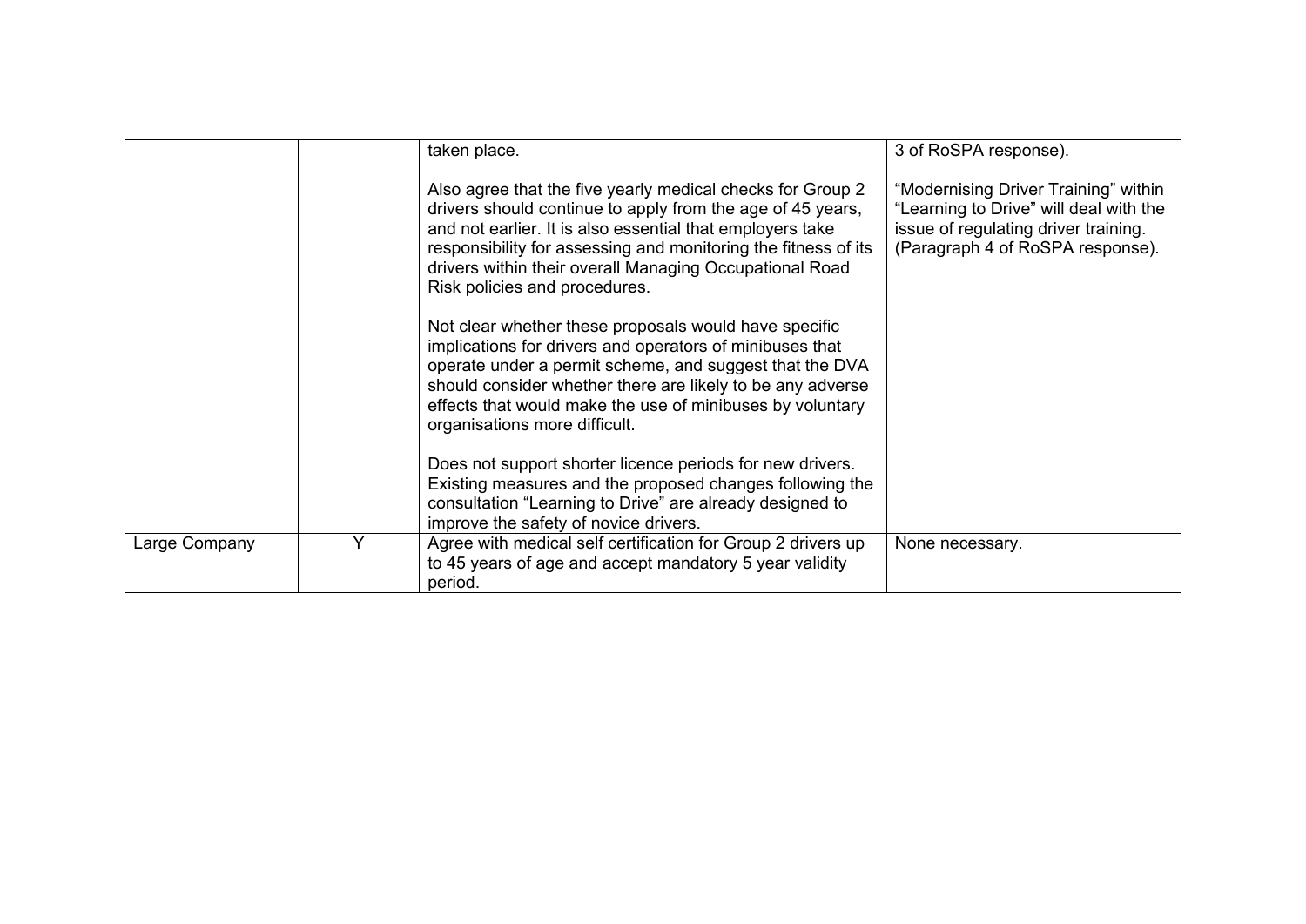| | | | |
|---|---|---|---|
| | | taken place.<br><br>Also agree that the five yearly medical checks for Group 2 drivers should continue to apply from the age of 45 years, and not earlier. It is also essential that employers take responsibility for assessing and monitoring the fitness of its drivers within their overall Managing Occupational Road Risk policies and procedures.<br><br>Not clear whether these proposals would have specific implications for drivers and operators of minibuses that operate under a permit scheme, and suggest that the DVA should consider whether there are likely to be any adverse effects that would make the use of minibuses by voluntary organisations more difficult.<br><br>Does not support shorter licence periods for new drivers. Existing measures and the proposed changes following the consultation "Learning to Drive" are already designed to improve the safety of novice drivers. | 3 of RoSPA response).<br><br>"Modernising Driver Training" within "Learning to Drive" will deal with the issue of regulating driver training. (Paragraph 4 of RoSPA response). |
| Large Company | Y | Agree with medical self certification for Group 2 drivers up to 45 years of age and accept mandatory 5 year validity period. | None necessary. |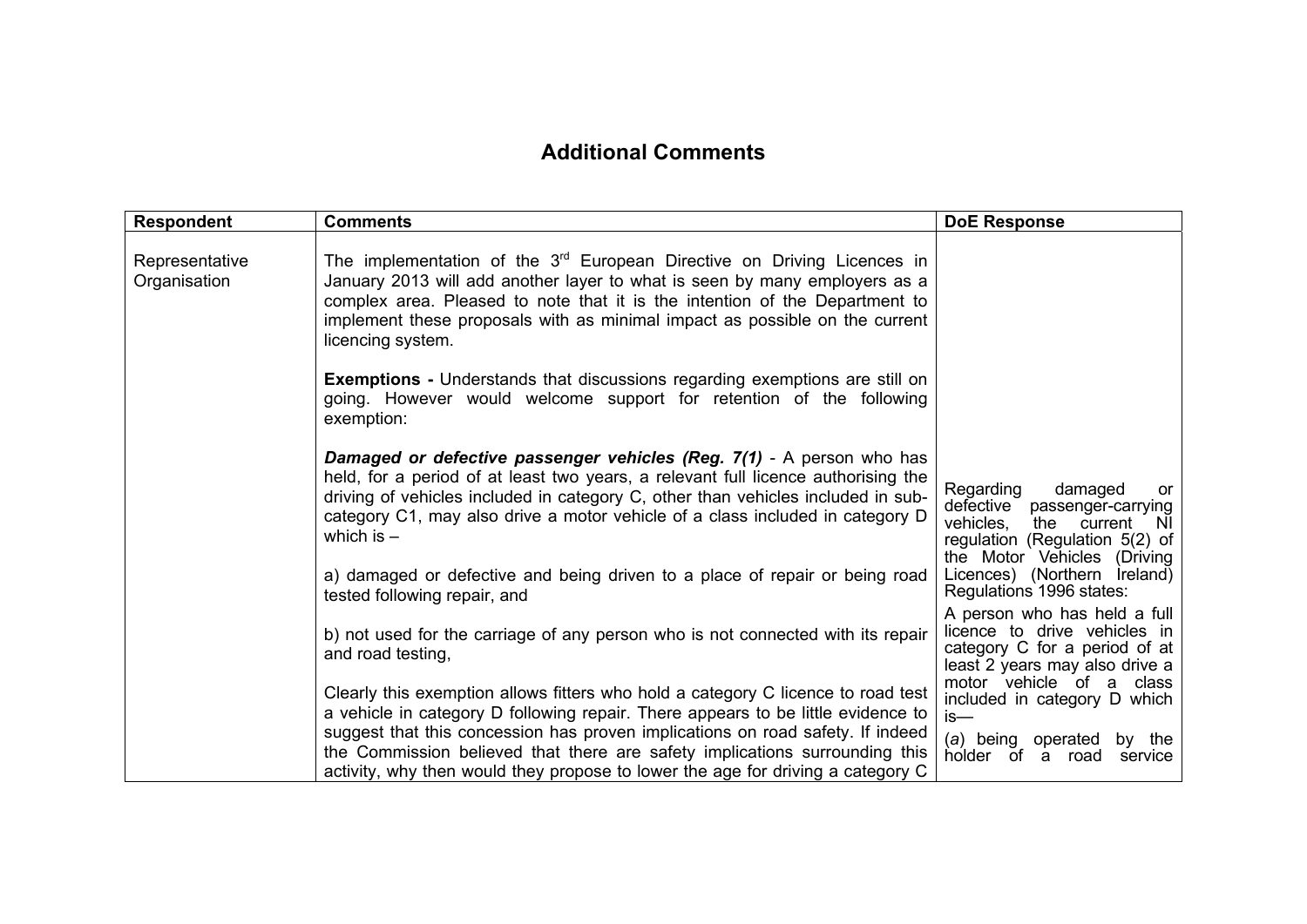## Additional Comments

| Respondent | Comments | DoE Response |
|---|---|---|
| Representative Organisation | The implementation of the 3rd European Directive on Driving Licences in January 2013 will add another layer to what is seen by many employers as a complex area. Pleased to note that it is the intention of the Department to implement these proposals with as minimal impact as possible on the current licencing system.<br><br>**Exemptions -** Understands that discussions regarding exemptions are still on going. However would welcome support for retention of the following exemption:<br><br>***Damaged or defective passenger vehicles (Reg. 7(1)*** - A person who has held, for a period of at least two years, a relevant full licence authorising the driving of vehicles included in category C, other than vehicles included in sub-category C1, may also drive a motor vehicle of a class included in category D which is –<br><br>a) damaged or defective and being driven to a place of repair or being road tested following repair, and<br><br>b) not used for the carriage of any person who is not connected with its repair and road testing,<br><br>Clearly this exemption allows fitters who hold a category C licence to road test a vehicle in category D following repair. There appears to be little evidence to suggest that this concession has proven implications on road safety. If indeed the Commission believed that there are safety implications surrounding this activity, why then would they propose to lower the age for driving a category C | Regarding damaged or defective passenger-carrying vehicles, the current NI regulation (Regulation 5(2) of the Motor Vehicles (Driving Licences) (Northern Ireland) Regulations 1996 states:<br><br>A person who has held a full licence to drive vehicles in category C for a period of at least 2 years may also drive a motor vehicle of a class included in category D which is—<br><br>(*a*) being operated by the holder of a road service |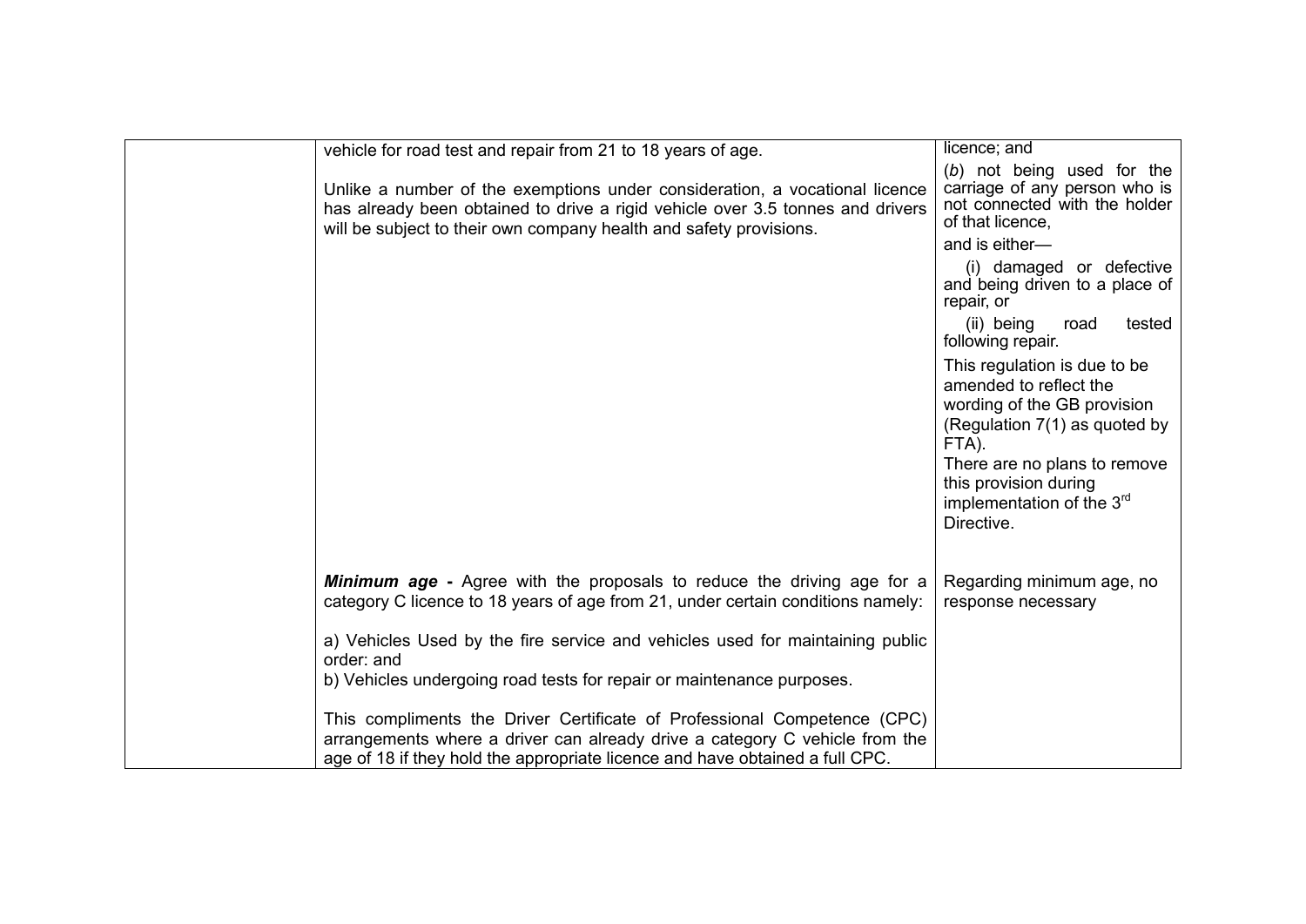| | | |
|---|---|---|
| | vehicle for road test and repair from 21 to 18 years of age.<br><br>Unlike a number of the exemptions under consideration, a vocational licence has already been obtained to drive a rigid vehicle over 3.5 tonnes and drivers will be subject to their own company health and safety provisions. | licence; and<br><br>(*b*) not being used for the carriage of any person who is not connected with the holder of that licence,<br><br>and is either—<br><br>(i) damaged or defective and being driven to a place of repair, or<br><br>(ii) being road tested following repair.<br><br>This regulation is due to be amended to reflect the wording of the GB provision (Regulation 7(1) as quoted by FTA).<br>There are no plans to remove this provision during implementation of the 3rd Directive. |
| | ***Minimum age*** **-** Agree with the proposals to reduce the driving age for a category C licence to 18 years of age from 21, under certain conditions namely:<br><br>a) Vehicles Used by the fire service and vehicles used for maintaining public order: and<br>b) Vehicles undergoing road tests for repair or maintenance purposes.<br><br>This compliments the Driver Certificate of Professional Competence (CPC) arrangements where a driver can already drive a category C vehicle from the age of 18 if they hold the appropriate licence and have obtained a full CPC. | Regarding minimum age, no response necessary |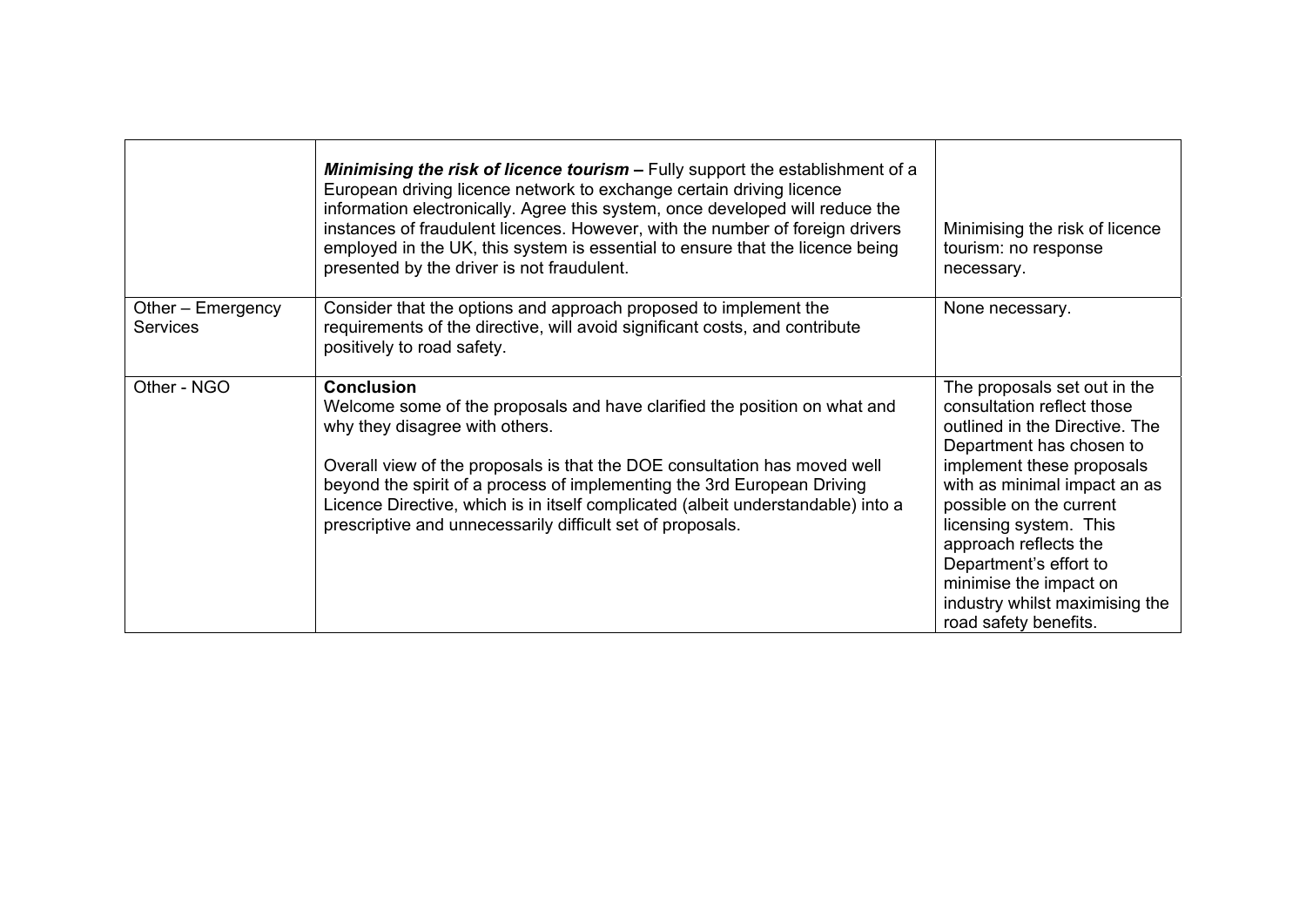| | | |
|---|---|---|
| | ***Minimising the risk of licence tourism*** **–** Fully support the establishment of a European driving licence network to exchange certain driving licence information electronically. Agree this system, once developed will reduce the instances of fraudulent licences. However, with the number of foreign drivers employed in the UK, this system is essential to ensure that the licence being presented by the driver is not fraudulent. | Minimising the risk of licence tourism: no response necessary. |
| Other – Emergency Services | Consider that the options and approach proposed to implement the requirements of the directive, will avoid significant costs, and contribute positively to road safety. | None necessary. |
| Other - NGO | **Conclusion**<br>Welcome some of the proposals and have clarified the position on what and why they disagree with others.<br><br>Overall view of the proposals is that the DOE consultation has moved well beyond the spirit of a process of implementing the 3rd European Driving Licence Directive, which is in itself complicated (albeit understandable) into a prescriptive and unnecessarily difficult set of proposals. | The proposals set out in the consultation reflect those outlined in the Directive. The Department has chosen to implement these proposals with as minimal impact an as possible on the current licensing system. This approach reflects the Department's effort to minimise the impact on industry whilst maximising the road safety benefits. |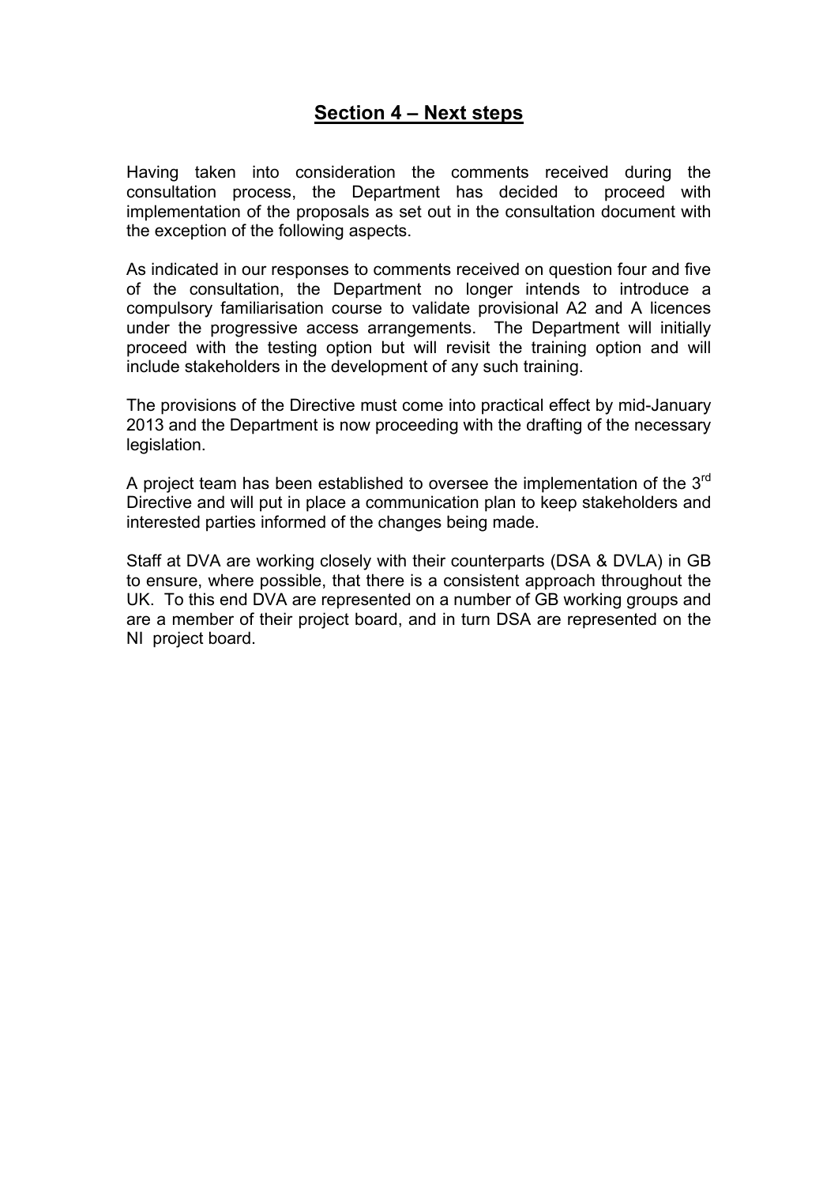## Section 4 – Next steps

Having taken into consideration the comments received during the consultation process, the Department has decided to proceed with implementation of the proposals as set out in the consultation document with the exception of the following aspects.

As indicated in our responses to comments received on question four and five of the consultation, the Department no longer intends to introduce a compulsory familiarisation course to validate provisional A2 and A licences under the progressive access arrangements. The Department will initially proceed with the testing option but will revisit the training option and will include stakeholders in the development of any such training.

The provisions of the Directive must come into practical effect by mid-January 2013 and the Department is now proceeding with the drafting of the necessary legislation.

A project team has been established to oversee the implementation of the 3rd Directive and will put in place a communication plan to keep stakeholders and interested parties informed of the changes being made.

Staff at DVA are working closely with their counterparts (DSA & DVLA) in GB to ensure, where possible, that there is a consistent approach throughout the UK. To this end DVA are represented on a number of GB working groups and are a member of their project board, and in turn DSA are represented on the NI project board.